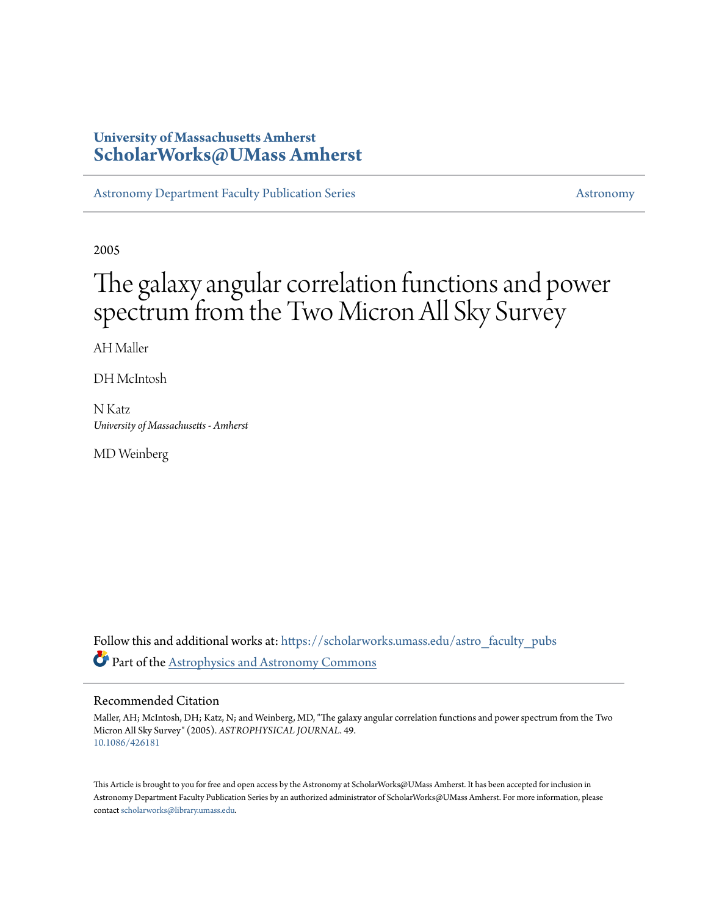**University of Massachusetts Amherst**
**ScholarWorks@UMass Amherst**

Astronomy Department Faculty Publication Series | Astronomy

2005

# The galaxy angular correlation functions and power spectrum from the Two Micron All Sky Survey

AH Maller

DH McIntosh

N Katz
*University of Massachusetts - Amherst*

MD Weinberg

Follow this and additional works at: https://scholarworks.umass.edu/astro_faculty_pubs

Part of the Astrophysics and Astronomy Commons

## Recommended Citation

Maller, AH; McIntosh, DH; Katz, N; and Weinberg, MD, "The galaxy angular correlation functions and power spectrum from the Two Micron All Sky Survey" (2005). *ASTROPHYSICAL JOURNAL*. 49.
10.1086/426181

This Article is brought to you for free and open access by the Astronomy at ScholarWorks@UMass Amherst. It has been accepted for inclusion in Astronomy Department Faculty Publication Series by an authorized administrator of ScholarWorks@UMass Amherst. For more information, please contact scholarworks@library.umass.edu.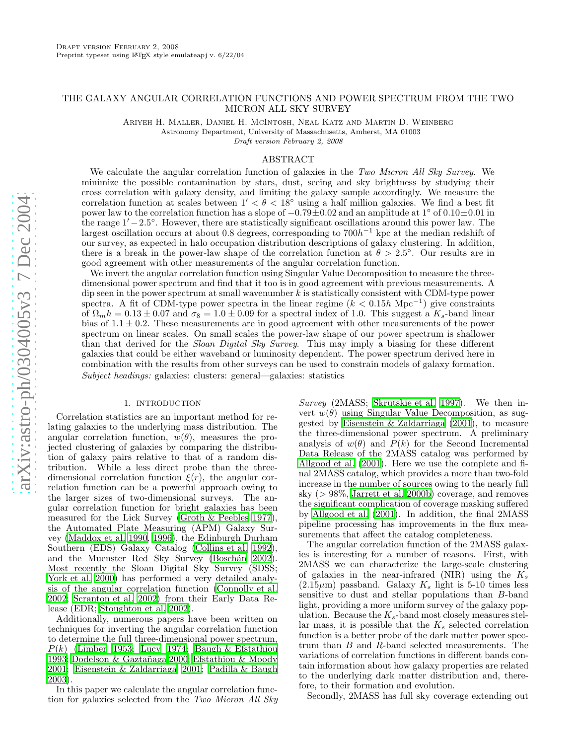# THE GALAXY ANGULAR CORRELATION FUNCTIONS AND POWER SPECTRUM FROM THE TWO MICRON ALL SKY SURVEY

Ariyeh H. Maller, Daniel H. McIntosh, Neal Katz and Martin D. Weinberg

Astronomy Department, University of Massachusetts, Amherst, MA 01003

*Draft version February 2, 2008*

## ABSTRACT

We calculate the angular correlation function of galaxies in the *Two Micron All Sky Survey*. We minimize the possible contamination by stars, dust, seeing and sky brightness by studying their cross correlation with galaxy density, and limiting the galaxy sample accordingly. We measure the correlation function at scales between $1' < \theta < 18^\circ$ using a half million galaxies. We find a best fit power law to the correlation function has a slope of $-0.79 \pm 0.02$ and an amplitude at $1^\circ$ of $0.10 \pm 0.01$ in the range $1' - 2.5^\circ$. However, there are statistically significant oscillations around this power law. The largest oscillation occurs at about 0.8 degrees, corresponding to $700h^{-1}$ kpc at the median redshift of our survey, as expected in halo occupation distribution descriptions of galaxy clustering. In addition, there is a break in the power-law shape of the correlation function at $\theta > 2.5^\circ$. Our results are in good agreement with other measurements of the angular correlation function.

We invert the angular correlation function using Singular Value Decomposition to measure the three-dimensional power spectrum and find that it too is in good agreement with previous measurements. A dip seen in the power spectrum at small wavenumber $k$ is statistically consistent with CDM-type power spectra. A fit of CDM-type power spectra in the linear regime ($k < 0.15h$ Mpc$^{-1}$) give constraints of $\Omega_m h = 0.13 \pm 0.07$ and $\sigma_8 = 1.0 \pm 0.09$ for a spectral index of 1.0. This suggest a $K_s$-band linear bias of $1.1 \pm 0.2$. These measurements are in good agreement with other measurements of the power spectrum on linear scales. On small scales the power-law shape of our power spectrum is shallower than that derived for the *Sloan Digital Sky Survey*. This may imply a biasing for these different galaxies that could be either waveband or luminosity dependent. The power spectrum derived here in combination with the results from other surveys can be used to constrain models of galaxy formation.

*Subject headings:* galaxies: clusters: general—galaxies: statistics

## 1. INTRODUCTION

Correlation statistics are an important method for relating galaxies to the underlying mass distribution. The angular correlation function, $w(\theta)$, measures the projected clustering of galaxies by comparing the distribution of galaxy pairs relative to that of a random distribution. While a less direct probe than the three-dimensional correlation function $\xi(r)$, the angular correlation function can be a powerful approach owing to the larger sizes of two-dimensional surveys. The angular correlation function for bright galaxies has been measured for the Lick Survey (Groth & Peebles 1977), the Automated Plate Measuring (APM) Galaxy Survey (Maddox et al. 1990, 1996), the Edinburgh Durham Southern (EDS) Galaxy Catalog (Collins et al. 1992), and the Muenster Red Sky Survey (Boschán 2002). Most recently the Sloan Digital Sky Survey (SDSS; York et al. 2000) has performed a very detailed analysis of the angular correlation function (Connolly et al. 2002; Scranton et al. 2002) from their Early Data Release (EDR; Stoughton et al. 2002).

Additionally, numerous papers have been written on techniques for inverting the angular correlation function to determine the full three-dimensional power spectrum, $P(k)$ (Limber 1953; Lucy 1974; Baugh & Efstathiou 1993; Dodelson & Gaztañaga 2000; Efstathiou & Moody 2001; Eisenstein & Zaldarriaga 2001; Padilla & Baugh 2003).

In this paper we calculate the angular correlation function for galaxies selected from the *Two Micron All Sky Survey* (2MASS; Skrutskie et al. 1997). We then invert $w(\theta)$ using Singular Value Decomposition, as suggested by Eisenstein & Zaldarriaga (2001), to measure the three-dimensional power spectrum. A preliminary analysis of $w(\theta)$ and $P(k)$ for the Second Incremental Data Release of the 2MASS catalog was performed by Allgood et al. (2001). Here we use the complete and final 2MASS catalog, which provides a more than two-fold increase in the number of sources owing to the nearly full sky (> 98%, Jarrett et al. 2000b) coverage, and removes the significant complication of coverage masking suffered by Allgood et al. (2001). In addition, the final 2MASS pipeline processing has improvements in the flux measurements that affect the catalog completeness.

The angular correlation function of the 2MASS galaxies is interesting for a number of reasons. First, with 2MASS we can characterize the large-scale clustering of galaxies in the near-infrared (NIR) using the $K_s$ (2.15$\mu$m) passband. Galaxy $K_s$ light is 5-10 times less sensitive to dust and stellar populations than $B$-band light, providing a more uniform survey of the galaxy population. Because the $K_s$-band most closely measures stellar mass, it is possible that the $K_s$ selected correlation function is a better probe of the dark matter power spectrum than $B$ and $R$-band selected measurements. The variations of correlation functions in different bands contain information about how galaxy properties are related to the underlying dark matter distribution and, therefore, to their formation and evolution.

Secondly, 2MASS has full sky coverage extending out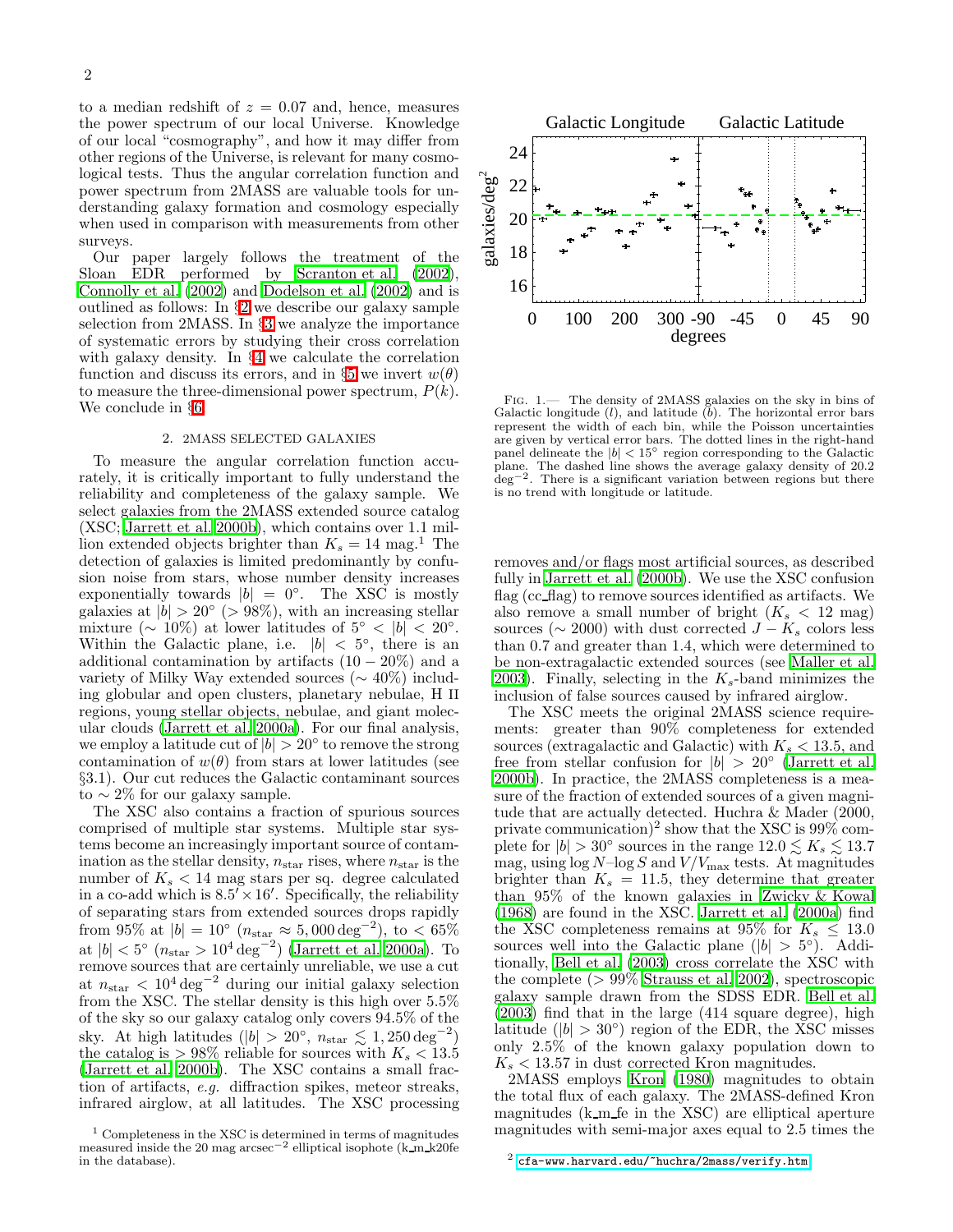to a median redshift of $z = 0.07$ and, hence, measures the power spectrum of our local Universe. Knowledge of our local "cosmography", and how it may differ from other regions of the Universe, is relevant for many cosmological tests. Thus the angular correlation function and power spectrum from 2MASS are valuable tools for understanding galaxy formation and cosmology especially when used in comparison with measurements from other surveys.

Our paper largely follows the treatment of the Sloan EDR performed by Scranton et al. (2002), Connolly et al. (2002) and Dodelson et al. (2002) and is outlined as follows: In §2 we describe our galaxy sample selection from 2MASS. In §3 we analyze the importance of systematic errors by studying their cross correlation with galaxy density. In §4 we calculate the correlation function and discuss its errors, and in §5 we invert $w(\theta)$ to measure the three-dimensional power spectrum, $P(k)$. We conclude in §6.

## 2. 2MASS SELECTED GALAXIES

To measure the angular correlation function accurately, it is critically important to fully understand the reliability and completeness of the galaxy sample. We select galaxies from the 2MASS extended source catalog (XSC; Jarrett et al. 2000b), which contains over 1.1 million extended objects brighter than $K_s = 14$ mag.[1] The detection of galaxies is limited predominantly by confusion noise from stars, whose number density increases exponentially towards $|b| = 0^\circ$. The XSC is mostly galaxies at $|b| > 20^\circ$ ($> 98\%$), with an increasing stellar mixture ($\sim 10\%$) at lower latitudes of $5^\circ < |b| < 20^\circ$. Within the Galactic plane, i.e. $|b| < 5^\circ$, there is an additional contamination by artifacts ($10-20\%$) and a variety of Milky Way extended sources ($\sim 40\%$) including globular and open clusters, planetary nebulae, H II regions, young stellar objects, nebulae, and giant molecular clouds (Jarrett et al. 2000a). For our final analysis, we employ a latitude cut of $|b| > 20^\circ$ to remove the strong contamination of $w(\theta)$ from stars at lower latitudes (see §3.1). Our cut reduces the Galactic contaminant sources to $\sim 2\%$ for our galaxy sample.

The XSC also contains a fraction of spurious sources comprised of multiple star systems. Multiple star systems become an increasingly important source of contamination as the stellar density, $n_{\rm star}$ rises, where $n_{\rm star}$ is the number of $K_s < 14$ mag stars per sq. degree calculated in a co-add which is $8.5' \times 16'$. Specifically, the reliability of separating stars from extended sources drops rapidly from 95% at $|b| = 10^\circ$ ($n_{\rm star} \approx 5,000\,{\rm deg}^{-2}$), to $< 65\%$ at $|b| < 5^\circ$ ($n_{\rm star} > 10^4\,{\rm deg}^{-2}$) (Jarrett et al. 2000a). To remove sources that are certainly unreliable, we use a cut at $n_{\rm star} < 10^4\,{\rm deg}^{-2}$ during our initial galaxy selection from the XSC. The stellar density is this high over 5.5% of the sky so our galaxy catalog only covers 94.5% of the sky. At high latitudes ($|b| > 20^\circ$, $n_{\rm star} \lesssim 1,250\,{\rm deg}^{-2}$) the catalog is $> 98\%$ reliable for sources with $K_s < 13.5$ (Jarrett et al. 2000b). The XSC contains a small fraction of artifacts, *e.g.* diffraction spikes, meteor streaks, infrared airglow, at all latitudes. The XSC processing removes and/or flags most artificial sources, as described fully in Jarrett et al. (2000b). We use the XSC confusion flag (cc_flag) to remove sources identified as artifacts. We also remove a small number of bright ($K_s < 12$ mag) sources ($\sim 2000$) with dust corrected $J - K_s$ colors less than 0.7 and greater than 1.4, which were determined to be non-extragalactic extended sources (see Maller et al. 2003). Finally, selecting in the $K_s$-band minimizes the inclusion of false sources caused by infrared airglow.

FIG. 1.— The density of 2MASS galaxies on the sky in bins of Galactic longitude ($l$), and latitude ($b$). The horizontal error bars represent the width of each bin, while the Poisson uncertainties are given by vertical error bars. The dotted lines in the right-hand panel delineate the $|b| < 15^\circ$ region corresponding to the Galactic plane. The dashed line shows the average galaxy density of 20.2 deg$^{-2}$. There is a significant variation between regions but there is no trend with longitude or latitude.

The XSC meets the original 2MASS science requirements: greater than 90% completeness for extended sources (extragalactic and Galactic) with $K_s < 13.5$, and free from stellar confusion for $|b| > 20^\circ$ (Jarrett et al. 2000b). In practice, the 2MASS completeness is a measure of the fraction of extended sources of a given magnitude that are actually detected. Huchra & Mader (2000, private communication)[2] show that the XSC is 99% complete for $|b| > 30^\circ$ sources in the range $12.0 \lesssim K_s \lesssim 13.7$ mag, using $\log N$–$\log S$ and $V/V_{\rm max}$ tests. At magnitudes brighter than $K_s = 11.5$, they determine that greater than 95% of the known galaxies in Zwicky & Kowal (1968) are found in the XSC. Jarrett et al. (2000a) find the XSC completeness remains at 95% for $K_s \leq 13.0$ sources well into the Galactic plane ($|b| > 5^\circ$). Additionally, Bell et al. (2003) cross correlate the XSC with the complete ($> 99\%$ Strauss et al. 2002), spectroscopic galaxy sample drawn from the SDSS EDR. Bell et al. (2003) find that in the large (414 square degree), high latitude ($|b| > 30^\circ$) region of the EDR, the XSC misses only 2.5% of the known galaxy population down to $K_s < 13.57$ in dust corrected Kron magnitudes.

2MASS employs Kron (1980) magnitudes to obtain the total flux of each galaxy. The 2MASS-defined Kron magnitudes (k_m_fe in the XSC) are elliptical aperture magnitudes with semi-major axes equal to 2.5 times the

[1] Completeness in the XSC is determined in terms of magnitudes measured inside the 20 mag arcsec$^{-2}$ elliptical isophote (k_m_k20fe in the database).

[2] cfa-www.harvard.edu/~huchra/2mass/verify.htm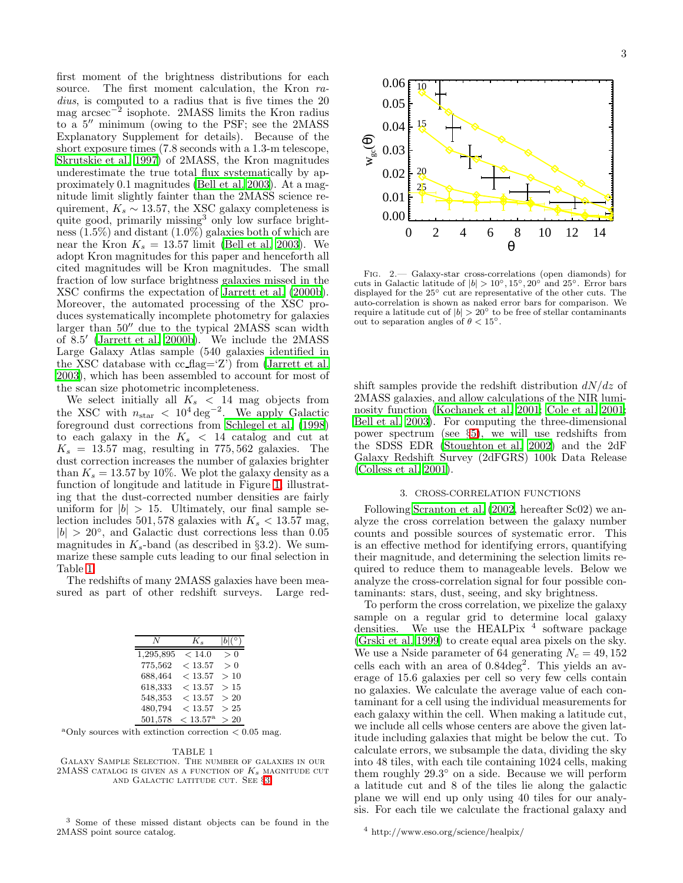first moment of the brightness distributions for each source. The first moment calculation, the Kron *radius*, is computed to a radius that is five times the 20 mag arcsec$^{-2}$ isophote. 2MASS limits the Kron radius to a $5''$ minimum (owing to the PSF; see the 2MASS Explanatory Supplement for details). Because of the short exposure times (7.8 seconds with a 1.3-m telescope, Skrutskie et al. 1997) of 2MASS, the Kron magnitudes underestimate the true total flux systematically by approximately 0.1 magnitudes (Bell et al. 2003). At a magnitude limit slightly fainter than the 2MASS science requirement, $K_s \sim 13.57$, the XSC galaxy completeness is quite good, primarily missing[3] only low surface brightness (1.5%) and distant (1.0%) galaxies both of which are near the Kron $K_s = 13.57$ limit (Bell et al. 2003). We adopt Kron magnitudes for this paper and henceforth all cited magnitudes will be Kron magnitudes. The small fraction of low surface brightness galaxies missed in the XSC confirms the expectation of Jarrett et al. (2000b). Moreover, the automated processing of the XSC produces systematically incomplete photometry for galaxies larger than $50''$ due to the typical 2MASS scan width of $8.5'$ (Jarrett et al. 2000b). We include the 2MASS Large Galaxy Atlas sample (540 galaxies identified in the XSC database with cc_flag='Z') from (Jarrett et al. 2003), which has been assembled to account for most of the scan size photometric incompleteness.

We select initially all $K_s < 14$ mag objects from the XSC with $n_{\rm star} < 10^4\,{\rm deg}^{-2}$. We apply Galactic foreground dust corrections from Schlegel et al. (1998) to each galaxy in the $K_s < 14$ catalog and cut at $K_s = 13.57$ mag, resulting in 775,562 galaxies. The dust correction increases the number of galaxies brighter than $K_s = 13.57$ by 10%. We plot the galaxy density as a function of longitude and latitude in Figure 1, illustrating that the dust-corrected number densities are fairly uniform for $|b| > 15$. Ultimately, our final sample selection includes 501,578 galaxies with $K_s < 13.57$ mag, $|b| > 20°$, and Galactic dust corrections less than 0.05 magnitudes in $K_s$-band (as described in §3.2). We summarize these sample cuts leading to our final selection in Table 1.

The redshifts of many 2MASS galaxies have been measured as part of other redshift surveys. Large redshift samples provide the redshift distribution $dN/dz$ of 2MASS galaxies, and allow calculations of the NIR luminosity function (Kochanek et al. 2001; Cole et al. 2001; Bell et al. 2003). For computing the three-dimensional power spectrum (see §5), we will use redshifts from the SDSS EDR (Stoughton et al. 2002) and the 2dF Galaxy Redshift Survey (2dFGRS) 100k Data Release (Colless et al. 2001).

| $N$ | $K_s$ | $\lvert b\rvert(°)$ |
|---|---|---|
| 1,295,895 | $< 14.0$ | $> 0$ |
| 775,562 | $< 13.57$ | $> 0$ |
| 688,464 | $< 13.57$ | $> 10$ |
| 618,333 | $< 13.57$ | $> 15$ |
| 548,353 | $< 13.57$ | $> 20$ |
| 480,794 | $< 13.57$ | $> 25$ |
| 501,578 | $< 13.57$[a] | $> 20$ |

[a]Only sources with extinction correction $< 0.05$ mag.

TABLE 1
Galaxy Sample Selection. The number of galaxies in our 2MASS catalog is given as a function of $K_s$ magnitude cut and Galactic latitude cut. See §3

Fig. 2.— Galaxy-star cross-correlations (open diamonds) for cuts in Galactic latitude of $|b| > 10°, 15°, 20°$ and $25°$. Error bars displayed for the $25°$ cut are representative of the other cuts. The auto-correlation is shown as naked error bars for comparison. We require a latitude cut of $|b| > 20°$ to be free of stellar contaminants out to separation angles of $\theta < 15°$.

## 3. CROSS-CORRELATION FUNCTIONS

Following Scranton et al. (2002, hereafter Sc02) we analyze the cross correlation between the galaxy number counts and possible sources of systematic error. This is an effective method for identifying errors, quantifying their magnitude, and determining the selection limits required to reduce them to manageable levels. Below we analyze the cross-correlation signal for four possible contaminants: stars, dust, seeing, and sky brightness.

To perform the cross correlation, we pixelize the galaxy sample on a regular grid to determine local galaxy densities. We use the HEALPix [4] software package (Grski et al. 1999) to create equal area pixels on the sky. We use a Nside parameter of 64 generating $N_c = 49{,}152$ cells each with an area of $0.84{\rm deg}^2$. This yields an average of 15.6 galaxies per cell so very few cells contain no galaxies. We calculate the average value of each contaminant for a cell using the individual measurements for each galaxy within the cell. When making a latitude cut, we include all cells whose centers are above the given latitude including galaxies that might be below the cut. To calculate errors, we subsample the data, dividing the sky into 48 tiles, with each tile containing 1024 cells, making them roughly $29.3°$ on a side. Because we will perform a latitude cut and 8 of the tiles lie along the galactic plane we will end up only using 40 tiles for our analysis. For each tile we calculate the fractional galaxy and

[3] Some of these missed distant objects can be found in the 2MASS point source catalog.

[4] http://www.eso.org/science/healpix/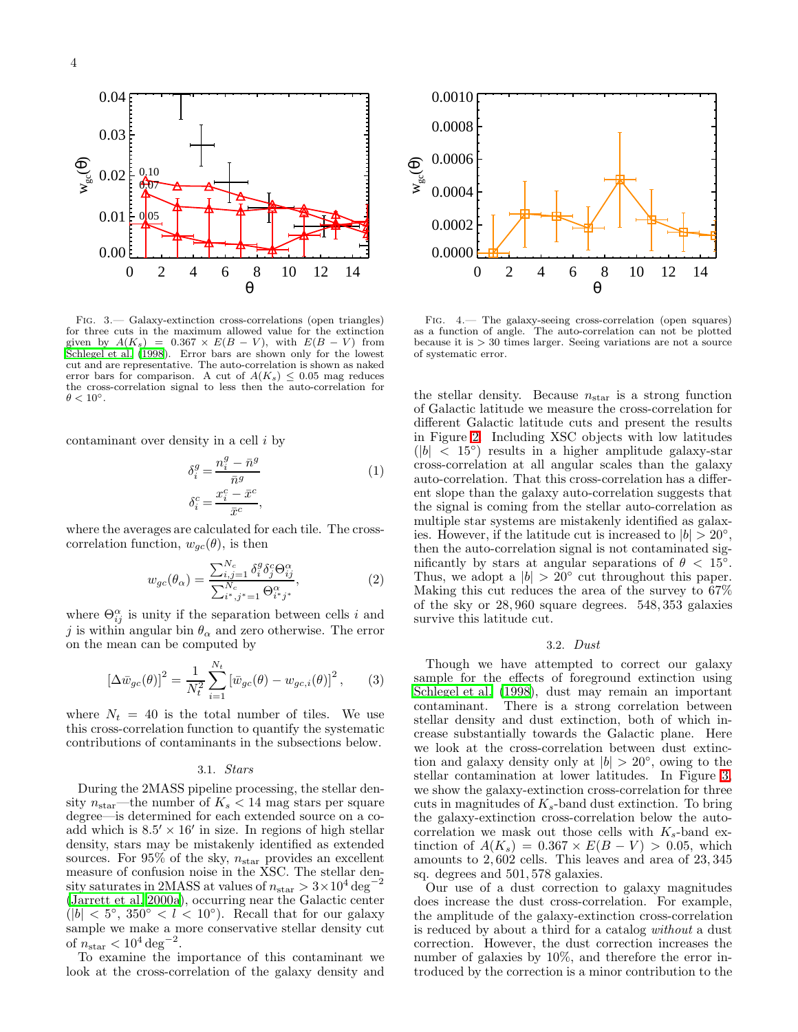Fig. 3.— Galaxy-extinction cross-correlations (open triangles) for three cuts in the maximum allowed value for the extinction given by $A(K_s) = 0.367 \times E(B-V)$, with $E(B-V)$ from Schlegel et al. (1998). Error bars are shown only for the lowest cut and are representative. The auto-correlation is shown as naked error bars for comparison. A cut of $A(K_s) \leq 0.05$ mag reduces the cross-correlation signal to less then the auto-correlation for $\theta < 10°$.

Fig. 4.— The galaxy-seeing cross-correlation (open squares) as a function of angle. The auto-correlation can not be plotted because it is $> 30$ times larger. Seeing variations are not a source of systematic error.

contaminant over density in a cell $i$ by

$$\delta_i^g = \frac{n_i^g - \bar{n}^g}{\bar{n}^g} \tag{1}$$

$$\delta_i^c = \frac{x_i^c - \bar{x}^c}{\bar{x}^c},$$

where the averages are calculated for each tile. The cross-correlation function, $w_{gc}(\theta)$, is then

$$w_{gc}(\theta_\alpha) = \frac{\sum_{i,j=1}^{N_c} \delta_i^g \delta_j^c \Theta_{ij}^\alpha}{\sum_{i^*,j^*=1}^{N_c} \Theta_{i^*j^*}^\alpha}, \tag{2}$$

where $\Theta_{ij}^\alpha$ is unity if the separation between cells $i$ and $j$ is within angular bin $\theta_\alpha$ and zero otherwise. The error on the mean can be computed by

$$\left[\Delta \bar{w}_{gc}(\theta)\right]^2 = \frac{1}{N_t^2} \sum_{i=1}^{N_t} \left[\bar{w}_{gc}(\theta) - w_{gc,i}(\theta)\right]^2, \tag{3}$$

where $N_t = 40$ is the total number of tiles. We use this cross-correlation function to quantify the systematic contributions of contaminants in the subsections below.

### 3.1. *Stars*

During the 2MASS pipeline processing, the stellar density $n_{\rm star}$—the number of $K_s < 14$ mag stars per square degree—is determined for each extended source on a coadd which is $8.5' \times 16'$ in size. In regions of high stellar density, stars may be mistakenly identified as extended sources. For 95% of the sky, $n_{\rm star}$ provides an excellent measure of confusion noise in the XSC. The stellar density saturates in 2MASS at values of $n_{\rm star} > 3 \times 10^4\,{\rm deg}^{-2}$ (Jarrett et al. 2000a), occurring near the Galactic center ($|b| < 5°$, $350° < l < 10°$). Recall that for our galaxy sample we make a more conservative stellar density cut of $n_{\rm star} < 10^4\,{\rm deg}^{-2}$.

To examine the importance of this contaminant we look at the cross-correlation of the galaxy density and the stellar density. Because $n_{\rm star}$ is a strong function of Galactic latitude we measure the cross-correlation for different Galactic latitude cuts and present the results in Figure 2. Including XSC objects with low latitudes ($|b| < 15°$) results in a higher amplitude galaxy-star cross-correlation at all angular scales than the galaxy auto-correlation. That this cross-correlation has a different slope than the galaxy auto-correlation suggests that the signal is coming from the stellar auto-correlation as multiple star systems are mistakenly identified as galaxies. However, if the latitude cut is increased to $|b| > 20°$, then the auto-correlation signal is not contaminated significantly by stars at angular separations of $\theta < 15°$. Thus, we adopt a $|b| > 20°$ cut throughout this paper. Making this cut reduces the area of the survey to 67% of the sky or 28,960 square degrees. 548,353 galaxies survive this latitude cut.

### 3.2. *Dust*

Though we have attempted to correct our galaxy sample for the effects of foreground extinction using Schlegel et al. (1998), dust may remain an important contaminant. There is a strong correlation between stellar density and dust extinction, both of which increase substantially towards the Galactic plane. Here we look at the cross-correlation between dust extinction and galaxy density only at $|b| > 20°$, owing to the stellar contamination at lower latitudes. In Figure 3, we show the galaxy-extinction cross-correlation for three cuts in magnitudes of $K_s$-band dust extinction. To bring the galaxy-extinction cross-correlation below the auto-correlation we mask out those cells with $K_s$-band extinction of $A(K_s) = 0.367 \times E(B-V) > 0.05$, which amounts to 2,602 cells. This leaves and area of 23,345 sq. degrees and 501,578 galaxies.

Our use of a dust correction to galaxy magnitudes does increase the dust cross-correlation. For example, the amplitude of the galaxy-extinction cross-correlation is reduced by about a third for a catalog *without* a dust correction. However, the dust correction increases the number of galaxies by 10%, and therefore the error introduced by the correction is a minor contribution to the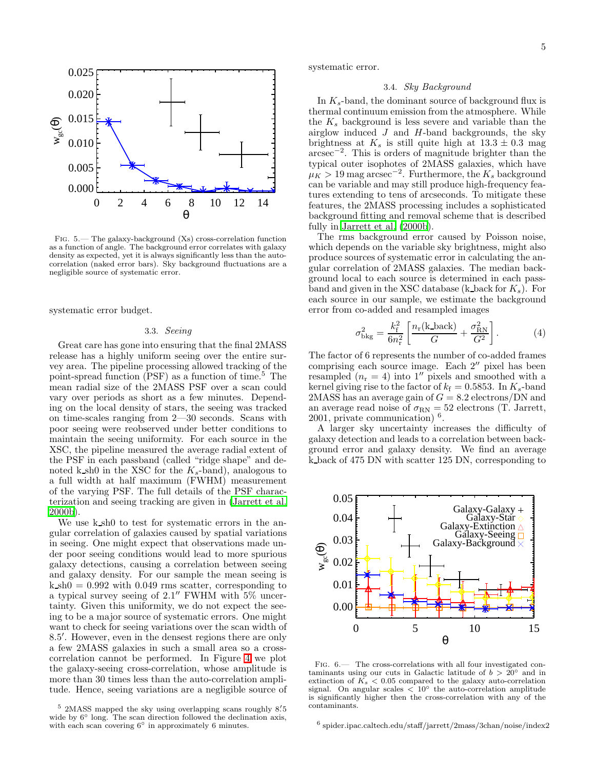FIG. 5.— The galaxy-background (Xs) cross-correlation function as a function of angle. The background error correlates with galaxy density as expected, yet it is always significantly less than the auto-correlation (naked error bars). Sky background fluctuations are a negligible source of systematic error.

systematic error budget.

### 3.3. *Seeing*

Great care has gone into ensuring that the final 2MASS release has a highly uniform seeing over the entire survey area. The pipeline processing allowed tracking of the point-spread function (PSF) as a function of time.[5] The mean radial size of the 2MASS PSF over a scan could vary over periods as short as a few minutes. Depending on the local density of stars, the seeing was tracked on time-scales ranging from 2—30 seconds. Scans with poor seeing were reobserved under better conditions to maintain the seeing uniformity. For each source in the XSC, the pipeline measured the average radial extent of the PSF in each passband (called "ridge shape" and denoted k_sh0 in the XSC for the $K_s$-band), analogous to a full width at half maximum (FWHM) measurement of the varying PSF. The full details of the PSF characterization and seeing tracking are given in (Jarrett et al. 2000b).

We use k_sh0 to test for systematic errors in the angular correlation of galaxies caused by spatial variations in seeing. One might expect that observations made under poor seeing conditions would lead to more spurious galaxy detections, causing a correlation between seeing and galaxy density. For our sample the mean seeing is k_sh0 = 0.992 with 0.049 rms scatter, corresponding to a typical survey seeing of $2.1''$ FWHM with 5% uncertainty. Given this uniformity, we do not expect the seeing to be a major source of systematic errors. One might want to check for seeing variations over the scan width of $8.5'$. However, even in the densest regions there are only a few 2MASS galaxies in such a small area so a cross-correlation cannot be performed. In Figure 4 we plot the galaxy-seeing cross-correlation, whose amplitude is more than 30 times less than the auto-correlation amplitude. Hence, seeing variations are a negligible source of systematic error.

[5] 2MASS mapped the sky using overlapping scans roughly $8'.5$ wide by $6^\circ$ long. The scan direction followed the declination axis, with each scan covering $6^\circ$ in approximately 6 minutes.

### 3.4. *Sky Background*

In $K_s$-band, the dominant source of background flux is thermal continuum emission from the atmosphere. While the $K_s$ background is less severe and variable than the airglow induced $J$ and $H$-band backgrounds, the sky brightness at $K_s$ is still quite high at $13.3 \pm 0.3$ mag arcsec$^{-2}$. This is orders of magnitude brighter than the typical outer isophotes of 2MASS galaxies, which have $\mu_K > 19$ mag arcsec$^{-2}$. Furthermore, the $K_s$ background can be variable and may still produce high-frequency features extending to tens of arcseconds. To mitigate these features, the 2MASS processing includes a sophisticated background fitting and removal scheme that is described fully in Jarrett et al. (2000b).

The rms background error caused by Poisson noise, which depends on the variable sky brightness, might also produce sources of systematic error in calculating the angular correlation of 2MASS galaxies. The median background local to each source is determined in each passband and given in the XSC database (k_back for $K_s$). For each source in our sample, we estimate the background error from co-added and resampled images

$$\sigma^2_{\rm bkg} = \frac{k_{\rm f}^2}{6 n_{\rm r}^2}\left[\frac{n_{\rm r}({\rm k\_back})}{G} + \frac{\sigma^2_{\rm RN}}{G^2}\right]. \qquad (4)$$

The factor of 6 represents the number of co-added frames comprising each source image. Each $2''$ pixel has been resampled ($n_{\rm r} = 4$) into $1''$ pixels and smoothed with a kernel giving rise to the factor of $k_{\rm f} = 0.5853$. In $K_s$-band 2MASS has an average gain of $G = 8.2$ electrons/DN and an average read noise of $\sigma_{\rm RN} = 52$ electrons (T. Jarrett, 2001, private communication)[6].

A larger sky uncertainty increases the difficulty of galaxy detection and leads to a correlation between background error and galaxy density. We find an average k_back of 475 DN with scatter 125 DN, corresponding to

FIG. 6.— The cross-correlations with all four investigated contaminants using our cuts in Galactic latitude of $b > 20^\circ$ and in extinction of $K_s < 0.05$ compared to the galaxy auto-correlation signal. On angular scales $< 10^\circ$ the auto-correlation amplitude is significantly higher then the cross-correlation with any of the contaminants.

[6] spider.ipac.caltech.edu/staff/jarrett/2mass/3chan/noise/index2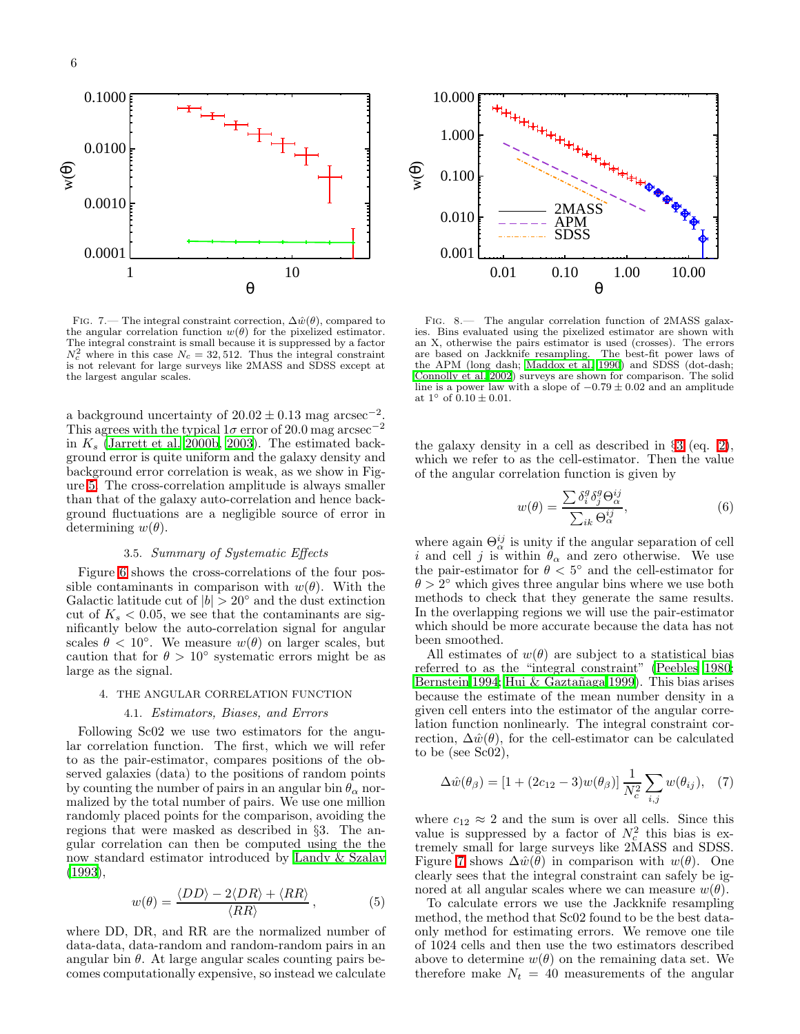FIG. 7.— The integral constraint correction, $\Delta\hat{w}(\theta)$, compared to the angular correlation function $w(\theta)$ for the pixelized estimator. The integral constraint is small because it is suppressed by a factor $N_c^2$ where in this case $N_c = 32,512$. Thus the integral constraint is not relevant for large surveys like 2MASS and SDSS except at the largest angular scales.

FIG. 8.— The angular correlation function of 2MASS galaxies. Bins evaluated using the pixelized estimator are shown with an X, otherwise the pairs estimator is used (crosses). The errors are based on Jackknife resampling. The best-fit power laws of the APM (long dash; Maddox et al. 1990) and SDSS (dot-dash; Connolly et al. 2002) surveys are shown for comparison. The solid line is a power law with a slope of $-0.79 \pm 0.02$ and an amplitude at 1° of $0.10 \pm 0.01$.

a background uncertainty of $20.02 \pm 0.13$ mag arcsec$^{-2}$. This agrees with the typical $1\sigma$ error of 20.0 mag arcsec$^{-2}$ in $K_s$ (Jarrett et al. 2000b, 2003). The estimated background error is quite uniform and the galaxy density and background error correlation is weak, as we show in Figure 5. The cross-correlation amplitude is always smaller than that of the galaxy auto-correlation and hence background fluctuations are a negligible source of error in determining $w(\theta)$.

### 3.5. *Summary of Systematic Effects*

Figure 6 shows the cross-correlations of the four possible contaminants in comparison with $w(\theta)$. With the Galactic latitude cut of $|b| > 20°$ and the dust extinction cut of $K_s < 0.05$, we see that the contaminants are significantly below the auto-correlation signal for angular scales $\theta < 10°$. We measure $w(\theta)$ on larger scales, but caution that for $\theta > 10°$ systematic errors might be as large as the signal.

## 4. THE ANGULAR CORRELATION FUNCTION

### 4.1. *Estimators, Biases, and Errors*

Following Sc02 we use two estimators for the angular correlation function. The first, which we will refer to as the pair-estimator, compares positions of the observed galaxies (data) to the positions of random points by counting the number of pairs in an angular bin $\theta_\alpha$ normalized by the total number of pairs. We use one million randomly placed points for the comparison, avoiding the regions that were masked as described in §3. The angular correlation can then be computed using the the now standard estimator introduced by Landy & Szalay (1993),

$$w(\theta) = \frac{\langle DD\rangle - 2\langle DR\rangle + \langle RR\rangle}{\langle RR\rangle}, \qquad (5)$$

where DD, DR, and RR are the normalized number of data-data, data-random and random-random pairs in an angular bin $\theta$. At large angular scales counting pairs becomes computationally expensive, so instead we calculate the galaxy density in a cell as described in §3 (eq. 2), which we refer to as the cell-estimator. Then the value of the angular correlation function is given by

$$w(\theta) = \frac{\sum \delta_i^g \delta_j^g \Theta_\alpha^{ij}}{\sum_{ik} \Theta_\alpha^{ij}}, \qquad (6)$$

where again $\Theta_\alpha^{ij}$ is unity if the angular separation of cell $i$ and cell $j$ is within $\theta_\alpha$ and zero otherwise. We use the pair-estimator for $\theta < 5°$ and the cell-estimator for $\theta > 2°$ which gives three angular bins where we use both methods to check that they generate the same results. In the overlapping regions we will use the pair-estimator which should be more accurate because the data has not been smoothed.

All estimates of $w(\theta)$ are subject to a statistical bias referred to as the "integral constraint" (Peebles 1980; Bernstein 1994; Hui & Gaztañaga 1999). This bias arises because the estimate of the mean number density in a given cell enters into the estimator of the angular correlation function nonlinearly. The integral constraint correction, $\Delta\hat{w}(\theta)$, for the cell-estimator can be calculated to be (see Sc02),

$$\Delta\hat{w}(\theta_\beta) = [1 + (2c_{12} - 3)w(\theta_\beta)]\,\frac{1}{N_c^2}\sum_{i,j} w(\theta_{ij}), \quad (7)$$

where $c_{12} \approx 2$ and the sum is over all cells. Since this value is suppressed by a factor of $N_c^2$ this bias is extremely small for large surveys like 2MASS and SDSS. Figure 7 shows $\Delta\hat{w}(\theta)$ in comparison with $w(\theta)$. One clearly sees that the integral constraint can safely be ignored at all angular scales where we can measure $w(\theta)$.

To calculate errors we use the Jackknife resampling method, the method that Sc02 found to be the best data-only method for estimating errors. We remove one tile of 1024 cells and then use the two estimators described above to determine $w(\theta)$ on the remaining data set. We therefore make $N_t = 40$ measurements of the angular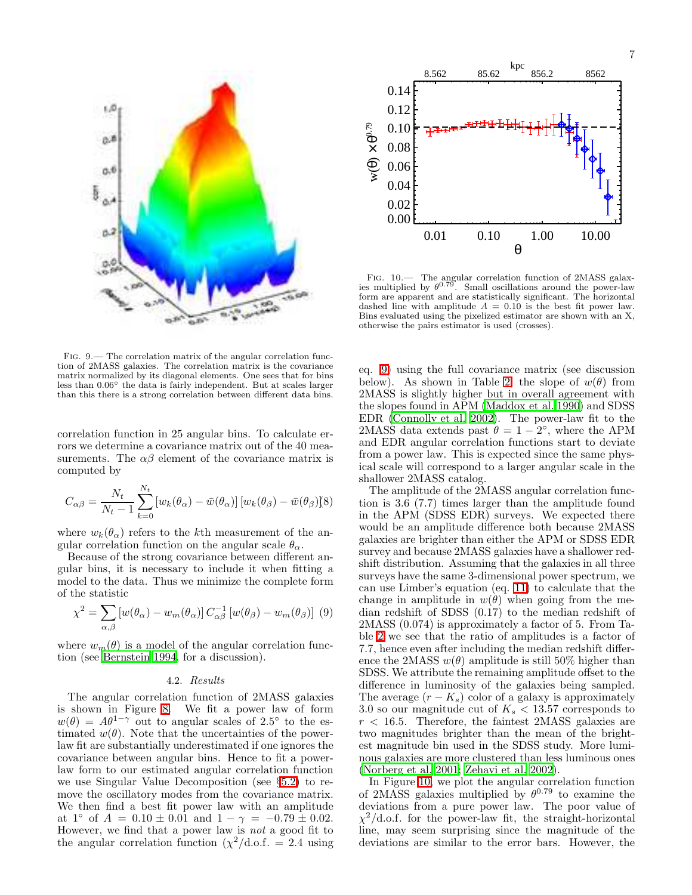Fig. 9.— The correlation matrix of the angular correlation function of 2MASS galaxies. The correlation matrix is the covariance matrix normalized by its diagonal elements. One sees that for bins less than 0.06° the data is fairly independent. But at scales larger than this there is a strong correlation between different data bins.

Fig. 10.— The angular correlation function of 2MASS galaxies multiplied by $\theta^{0.79}$. Small oscillations around the power-law form are apparent and are statistically significant. The horizontal dashed line with amplitude $A = 0.10$ is the best fit power law. Bins evaluated using the pixelized estimator are shown with an X, otherwise the pairs estimator is used (crosses).

correlation function in 25 angular bins. To calculate errors we determine a covariance matrix out of the 40 measurements. The $\alpha\beta$ element of the covariance matrix is computed by

$$C_{\alpha\beta} = \frac{N_t}{N_t - 1} \sum_{k=0}^{N_t} \left[w_k(\theta_\alpha) - \bar{w}(\theta_\alpha)\right] \left[w_k(\theta_\beta) - \bar{w}(\theta_\beta)\right] \quad (8)$$

where $w_k(\theta_\alpha)$ refers to the $k$th measurement of the angular correlation function on the angular scale $\theta_\alpha$.

Because of the strong covariance between different angular bins, it is necessary to include it when fitting a model to the data. Thus we minimize the complete form of the statistic

$$\chi^2 = \sum_{\alpha,\beta} \left[w(\theta_\alpha) - w_m(\theta_\alpha)\right] C^{-1}_{\alpha\beta} \left[w(\theta_\beta) - w_m(\theta_\beta)\right] \quad (9)$$

where $w_m(\theta)$ is a model of the angular correlation function (see Bernstein 1994, for a discussion).

### 4.2. *Results*

The angular correlation function of 2MASS galaxies is shown in Figure 8. We fit a power law of form $w(\theta) = A\theta^{1-\gamma}$ out to angular scales of 2.5° to the estimated $w(\theta)$. Note that the uncertainties of the power-law fit are substantially underestimated if one ignores the covariance between angular bins. Hence to fit a power-law form to our estimated angular correlation function we use Singular Value Decomposition (see §5.2) to remove the oscillatory modes from the covariance matrix. We then find a best fit power law with an amplitude at 1° of $A = 0.10 \pm 0.01$ and $1 - \gamma = -0.79 \pm 0.02$. However, we find that a power law is *not* a good fit to the angular correlation function ($\chi^2$/d.o.f. = 2.4 using eq. 9) using the full covariance matrix (see discussion below). As shown in Table 2, the slope of $w(\theta)$ from 2MASS is slightly higher but in overall agreement with the slopes found in APM (Maddox et al. 1990) and SDSS EDR (Connolly et al. 2002). The power-law fit to the 2MASS data extends past $\theta = 1 - 2°$, where the APM and EDR angular correlation functions start to deviate from a power law. This is expected since the same physical scale will correspond to a larger angular scale in the shallower 2MASS catalog.

The amplitude of the 2MASS angular correlation function is 3.6 (7.7) times larger than the amplitude found in the APM (SDSS EDR) surveys. We expected there would be an amplitude difference both because 2MASS galaxies are brighter than either the APM or SDSS EDR survey and because 2MASS galaxies have a shallower redshift distribution. Assuming that the galaxies in all three surveys have the same 3-dimensional power spectrum, we can use Limber's equation (eq. 11) to calculate that the change in amplitude in $w(\theta)$ when going from the median redshift of SDSS (0.17) to the median redshift of 2MASS (0.074) is approximately a factor of 5. From Table 2 we see that the ratio of amplitudes is a factor of 7.7, hence even after including the median redshift difference the 2MASS $w(\theta)$ amplitude is still 50% higher than SDSS. We attribute the remaining amplitude offset to the difference in luminosity of the galaxies being sampled. The average $(r - K_s)$ color of a galaxy is approximately 3.0 so our magnitude cut of $K_s < 13.57$ corresponds to $r < 16.5$. Therefore, the faintest 2MASS galaxies are two magnitudes brighter than the mean of the brightest magnitude bin used in the SDSS study. More luminous galaxies are more clustered than less luminous ones (Norberg et al. 2001; Zehavi et al. 2002).

In Figure 10, we plot the angular correlation function of 2MASS galaxies multiplied by $\theta^{0.79}$ to examine the deviations from a pure power law. The poor value of $\chi^2$/d.o.f. for the power-law fit, the straight-horizontal line, may seem surprising since the magnitude of the deviations are similar to the error bars. However, the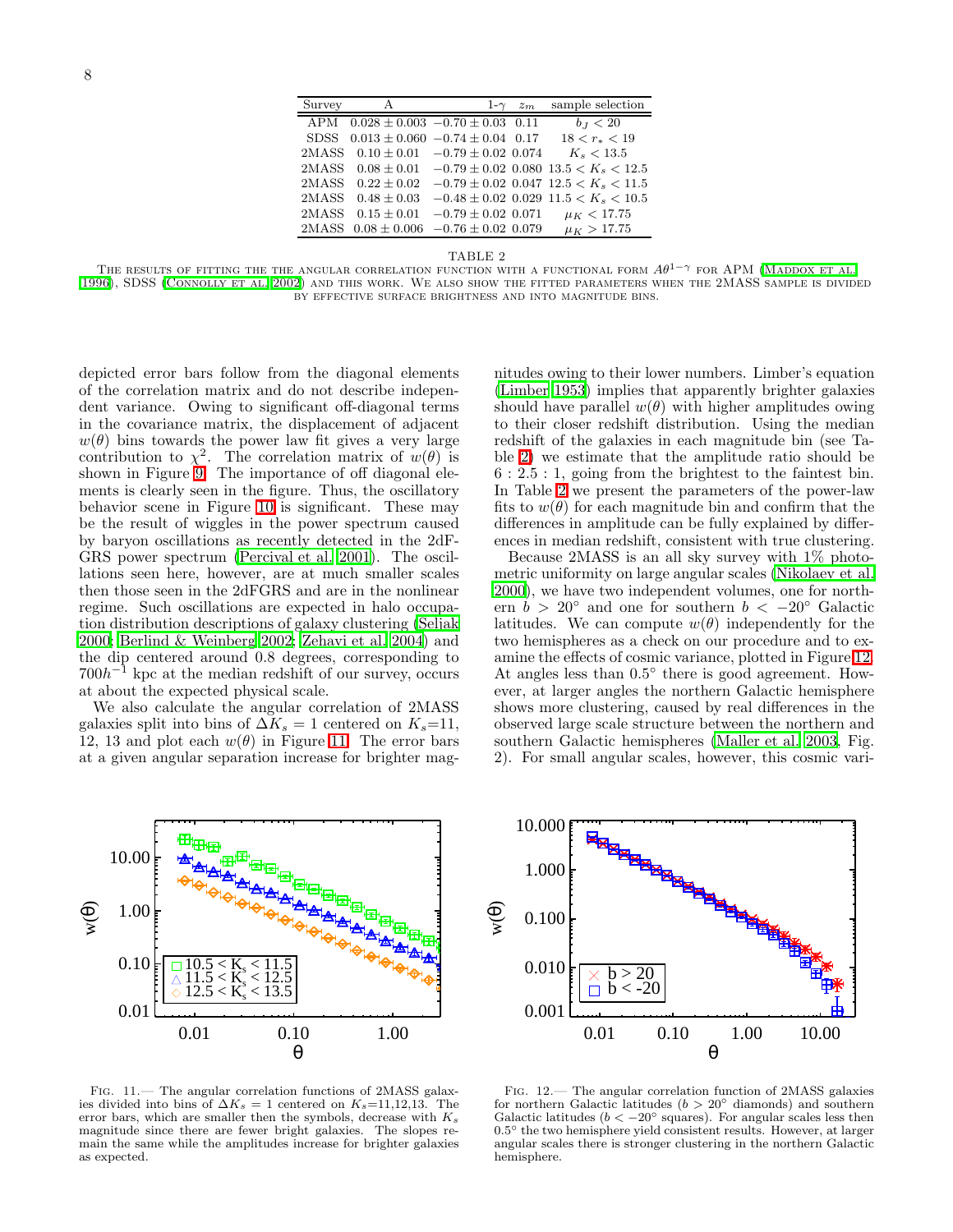| Survey | A | 1-$\gamma$ | $z_m$ | sample selection |
|---|---|---|---|---|
| APM | $0.028 \pm 0.003$ | $-0.70 \pm 0.03$ | 0.11 | $b_J < 20$ |
| SDSS | $0.013 \pm 0.060$ | $-0.74 \pm 0.04$ | 0.17 | $18 < r_* < 19$ |
| 2MASS | $0.10 \pm 0.01$ | $-0.79 \pm 0.02$ | 0.074 | $K_s < 13.5$ |
| 2MASS | $0.08 \pm 0.01$ | $-0.79 \pm 0.02$ | 0.080 | $13.5 < K_s < 12.5$ |
| 2MASS | $0.22 \pm 0.02$ | $-0.79 \pm 0.02$ | 0.047 | $12.5 < K_s < 11.5$ |
| 2MASS | $0.48 \pm 0.03$ | $-0.48 \pm 0.02$ | 0.029 | $11.5 < K_s < 10.5$ |
| 2MASS | $0.15 \pm 0.01$ | $-0.79 \pm 0.02$ | 0.071 | $\mu_K < 17.75$ |
| 2MASS | $0.08 \pm 0.006$ | $-0.76 \pm 0.02$ | 0.079 | $\mu_K > 17.75$ |

TABLE 2
The results of fitting the the angular correlation function with a functional form $A\theta^{1-\gamma}$ for APM (Maddox et al. 1996), SDSS (Connolly et al. 2002) and this work. We also show the fitted parameters when the 2MASS sample is divided by effective surface brightness and into magnitude bins.

depicted error bars follow from the diagonal elements of the correlation matrix and do not describe independent variance. Owing to significant off-diagonal terms in the covariance matrix, the displacement of adjacent $w(\theta)$ bins towards the power law fit gives a very large contribution to $\chi^2$. The correlation matrix of $w(\theta)$ is shown in Figure 9. The importance of off diagonal elements is clearly seen in the figure. Thus, the oscillatory behavior scene in Figure 10 is significant. These may be the result of wiggles in the power spectrum caused by baryon oscillations as recently detected in the 2dFGRS power spectrum (Percival et al. 2001). The oscillations seen here, however, are at much smaller scales then those seen in the 2dFGRS and are in the nonlinear regime. Such oscillations are expected in halo occupation distribution descriptions of galaxy clustering (Seljak 2000; Berlind & Weinberg 2002; Zehavi et al. 2004) and the dip centered around 0.8 degrees, corresponding to $700h^{-1}$ kpc at the median redshift of our survey, occurs at about the expected physical scale.

We also calculate the angular correlation of 2MASS galaxies split into bins of $\Delta K_s = 1$ centered on $K_s$=11, 12, 13 and plot each $w(\theta)$ in Figure 11. The error bars at a given angular separation increase for brighter magnitudes owing to their lower numbers. Limber's equation (Limber 1953) implies that apparently brighter galaxies should have parallel $w(\theta)$ with higher amplitudes owing to their closer redshift distribution. Using the median redshift of the galaxies in each magnitude bin (see Table 2) we estimate that the amplitude ratio should be $6 : 2.5 : 1$, going from the brightest to the faintest bin. In Table 2 we present the parameters of the power-law fits to $w(\theta)$ for each magnitude bin and confirm that the differences in amplitude can be fully explained by differences in median redshift, consistent with true clustering.

Because 2MASS is an all sky survey with 1% photometric uniformity on large angular scales (Nikolaev et al. 2000), we have two independent volumes, one for northern $b > 20°$ and one for southern $b < -20°$ Galactic latitudes. We can compute $w(\theta)$ independently for the two hemispheres as a check on our procedure and to examine the effects of cosmic variance, plotted in Figure 12. At angles less than 0.5° there is good agreement. However, at larger angles the northern Galactic hemisphere shows more clustering, caused by real differences in the observed large scale structure between the northern and southern Galactic hemispheres (Maller et al. 2003, Fig. 2). For small angular scales, however, this cosmic vari-

Fig. 11.— The angular correlation functions of 2MASS galaxies divided into bins of $\Delta K_s = 1$ centered on $K_s$=11,12,13. The error bars, which are smaller then the symbols, decrease with $K_s$ magnitude since there are fewer bright galaxies. The slopes remain the same while the amplitudes increase for brighter galaxies as expected.

Fig. 12.— The angular correlation function of 2MASS galaxies for northern Galactic latitudes ($b > 20°$ diamonds) and southern Galactic latitudes ($b < -20°$ squares). For angular scales less then 0.5° the two hemisphere yield consistent results. However, at larger angular scales there is stronger clustering in the northern Galactic hemisphere.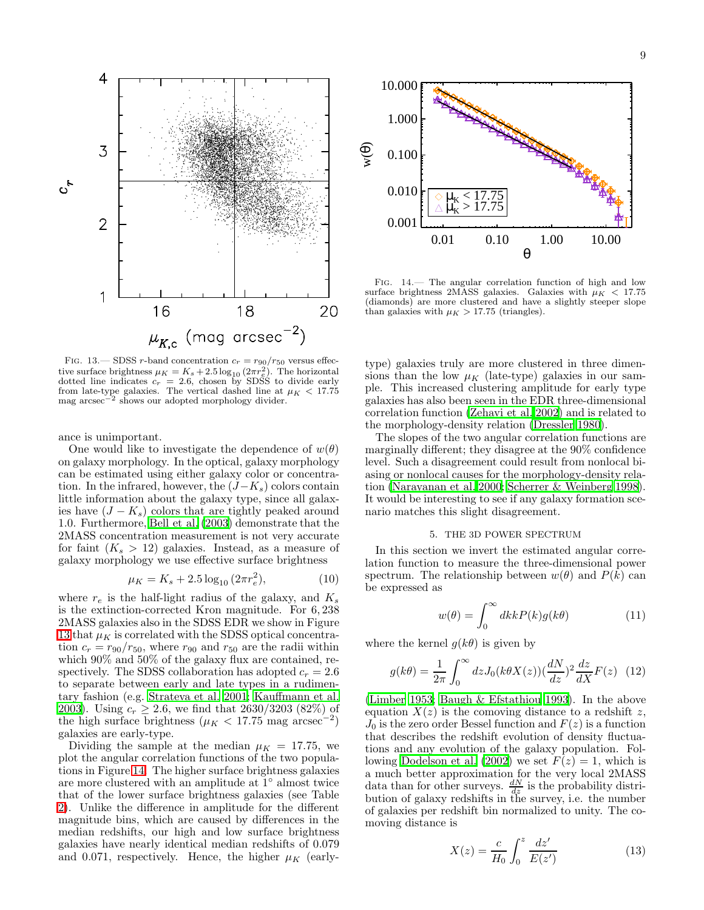FIG. 13.— SDSS $r$-band concentration $c_r = r_{90}/r_{50}$ versus effective surface brightness $\mu_K = K_s + 2.5\log_{10}(2\pi r_e^2)$. The horizontal dotted line indicates $c_r = 2.6$, chosen by SDSS to divide early from late-type galaxies. The vertical dashed line at $\mu_K < 17.75$ mag arcsec$^{-2}$ shows our adopted morphology divider.

FIG. 14.— The angular correlation function of high and low surface brightness 2MASS galaxies. Galaxies with $\mu_K < 17.75$ (diamonds) are more clustered and have a slightly steeper slope than galaxies with $\mu_K > 17.75$ (triangles).

ance is unimportant.

One would like to investigate the dependence of $w(\theta)$ on galaxy morphology. In the optical, galaxy morphology can be estimated using either galaxy color or concentration. In the infrared, however, the $(J-K_s)$ colors contain little information about the galaxy type, since all galaxies have $(J-K_s)$ colors that are tightly peaked around 1.0. Furthermore, Bell et al. (2003) demonstrate that the 2MASS concentration measurement is not very accurate for faint ($K_s > 12$) galaxies. Instead, as a measure of galaxy morphology we use effective surface brightness

$$\mu_K = K_s + 2.5\log_{10}(2\pi r_e^2), \tag{10}$$

where $r_e$ is the half-light radius of the galaxy, and $K_s$ is the extinction-corrected Kron magnitude. For 6,238 2MASS galaxies also in the SDSS EDR we show in Figure 13 that $\mu_K$ is correlated with the SDSS optical concentration $c_r = r_{90}/r_{50}$, where $r_{90}$ and $r_{50}$ are the radii within which 90% and 50% of the galaxy flux are contained, respectively. The SDSS collaboration has adopted $c_r = 2.6$ to separate between early and late types in a rudimentary fashion (e.g. Strateva et al. 2001; Kauffmann et al. 2003). Using $c_r \geq 2.6$, we find that 2630/3203 (82%) of the high surface brightness ($\mu_K < 17.75$ mag arcsec$^{-2}$) galaxies are early-type.

Dividing the sample at the median $\mu_K = 17.75$, we plot the angular correlation functions of the two populations in Figure 14. The higher surface brightness galaxies are more clustered with an amplitude at 1° almost twice that of the lower surface brightness galaxies (see Table 2). Unlike the difference in amplitude for the different magnitude bins, which are caused by differences in the median redshifts, our high and low surface brightness galaxies have nearly identical median redshifts of 0.079 and 0.071, respectively. Hence, the higher $\mu_K$ (early-type) galaxies truly are more clustered in three dimensions than the low $\mu_K$ (late-type) galaxies in our sample. This increased clustering amplitude for early type galaxies has also been seen in the EDR three-dimensional correlation function (Zehavi et al. 2002) and is related to the morphology-density relation (Dressler 1980).

The slopes of the two angular correlation functions are marginally different; they disagree at the 90% confidence level. Such a disagreement could result from nonlocal biasing or nonlocal causes for the morphology-density relation (Narayanan et al. 2000; Scherrer & Weinberg 1998). It would be interesting to see if any galaxy formation scenario matches this slight disagreement.

## 5. THE 3D POWER SPECTRUM

In this section we invert the estimated angular correlation function to measure the three-dimensional power spectrum. The relationship between $w(\theta)$ and $P(k)$ can be expressed as

$$w(\theta) = \int_0^\infty dk k P(k) g(k\theta) \tag{11}$$

where the kernel $g(k\theta)$ is given by

$$g(k\theta) = \frac{1}{2\pi}\int_0^\infty dz J_0(k\theta X(z))\left(\frac{dN}{dz}\right)^2 \frac{dz}{dX} F(z) \tag{12}$$

(Limber 1953; Baugh & Efstathiou 1993). In the above equation $X(z)$ is the comoving distance to a redshift $z$, $J_0$ is the zero order Bessel function and $F(z)$ is a function that describes the redshift evolution of density fluctuations and any evolution of the galaxy population. Following Dodelson et al. (2002) we set $F(z) = 1$, which is a much better approximation for the very local 2MASS data than for other surveys. $\frac{dN}{dz}$ is the probability distribution of galaxy redshifts in the survey, i.e. the number of galaxies per redshift bin normalized to unity. The comoving distance is

$$X(z) = \frac{c}{H_0}\int_0^z \frac{dz'}{E(z')} \tag{13}$$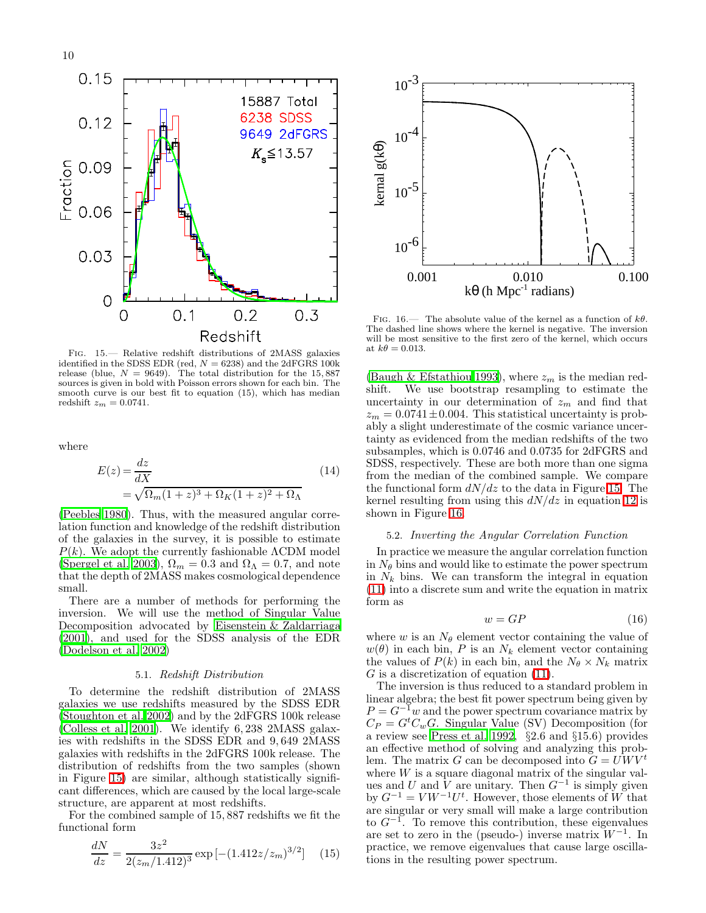FIG. 15.— Relative redshift distributions of 2MASS galaxies identified in the SDSS EDR (red, $N = 6238$) and the 2dFGRS 100k release (blue, $N = 9649$). The total distribution for the 15,887 sources is given in bold with Poisson errors shown for each bin. The smooth curve is our best fit to equation (15), which has median redshift $z_m = 0.0741$.

where

$$E(z) = \frac{dz}{dX} = \sqrt{\Omega_m(1+z)^3 + \Omega_K(1+z)^2 + \Omega_\Lambda} \tag{14}$$

(Peebles 1980). Thus, with the measured angular correlation function and knowledge of the redshift distribution of the galaxies in the survey, it is possible to estimate $P(k)$. We adopt the currently fashionable ΛCDM model (Spergel et al. 2003), $\Omega_m = 0.3$ and $\Omega_\Lambda = 0.7$, and note that the depth of 2MASS makes cosmological dependence small.

There are a number of methods for performing the inversion. We will use the method of Singular Value Decomposition advocated by Eisenstein & Zaldarriaga (2001), and used for the SDSS analysis of the EDR (Dodelson et al. 2002)

### 5.1. *Redshift Distribution*

To determine the redshift distribution of 2MASS galaxies we use redshifts measured by the SDSS EDR (Stoughton et al. 2002) and by the 2dFGRS 100k release (Colless et al. 2001). We identify 6,238 2MASS galaxies with redshifts in the SDSS EDR and 9,649 2MASS galaxies with redshifts in the 2dFGRS 100k release. The distribution of redshifts from the two samples (shown in Figure 15) are similar, although statistically significant differences, which are caused by the local large-scale structure, are apparent at most redshifts.

For the combined sample of 15,887 redshifts we fit the functional form

$$\frac{dN}{dz} = \frac{3z^2}{2(z_m/1.412)^3} \exp\left[-(1.412z/z_m)^{3/2}\right] \tag{15}$$

(Baugh & Efstathiou 1993), where $z_m$ is the median redshift. We use bootstrap resampling to estimate the uncertainty in our determination of $z_m$ and find that $z_m = 0.0741 \pm 0.004$. This statistical uncertainty is probably a slight underestimate of the cosmic variance uncertainty as evidenced from the median redshifts of the two subsamples, which is 0.0746 and 0.0735 for 2dFGRS and SDSS, respectively. These are both more than one sigma from the median of the combined sample. We compare the functional form $dN/dz$ to the data in Figure 15. The kernel resulting from using this $dN/dz$ in equation 12 is shown in Figure 16.

FIG. 16.— The absolute value of the kernel as a function of $k\theta$. The dashed line shows where the kernel is negative. The inversion will be most sensitive to the first zero of the kernel, which occurs at $k\theta = 0.013$.

### 5.2. *Inverting the Angular Correlation Function*

In practice we measure the angular correlation function in $N_\theta$ bins and would like to estimate the power spectrum in $N_k$ bins. We can transform the integral in equation (11) into a discrete sum and write the equation in matrix form as

$$w = GP \tag{16}$$

where $w$ is an $N_\theta$ element vector containing the value of $w(\theta)$ in each bin, $P$ is an $N_k$ element vector containing the values of $P(k)$ in each bin, and the $N_\theta \times N_k$ matrix $G$ is a discretization of equation (11).

The inversion is thus reduced to a standard problem in linear algebra; the best fit power spectrum being given by $P = G^{-1}w$ and the power spectrum covariance matrix by $C_P = G^t C_w G$. Singular Value (SV) Decomposition (for a review see Press et al. 1992, §2.6 and §15.6) provides an effective method of solving and analyzing this problem. The matrix $G$ can be decomposed into $G = UWV^t$ where $W$ is a square diagonal matrix of the singular values and $U$ and $V$ are unitary. Then $G^{-1}$ is simply given by $G^{-1} = VW^{-1}U^t$. However, those elements of $W$ that are singular or very small will make a large contribution to $G^{-1}$. To remove this contribution, these eigenvalues are set to zero in the (pseudo-) inverse matrix $W^{-1}$. In practice, we remove eigenvalues that cause large oscillations in the resulting power spectrum.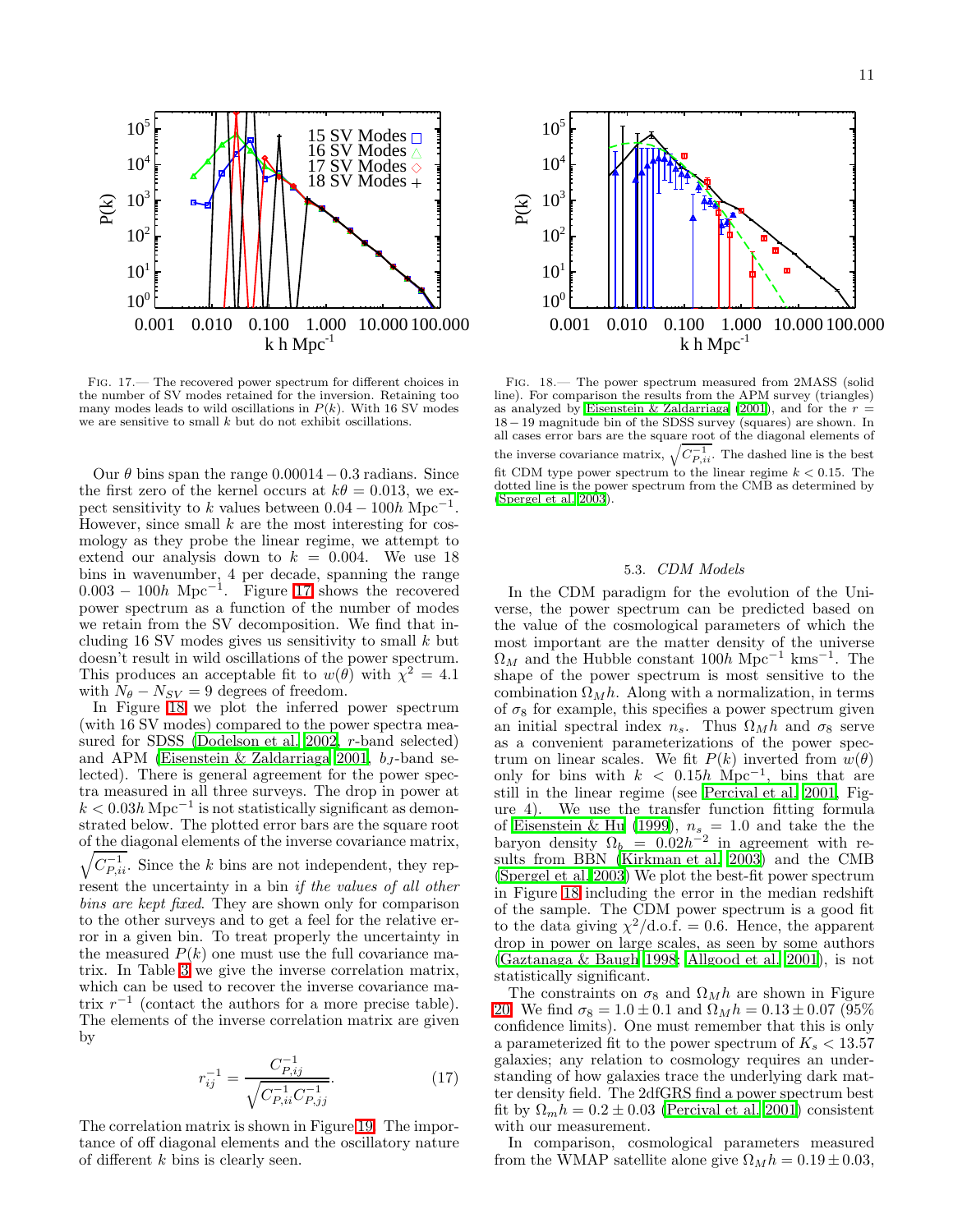FIG. 17.— The recovered power spectrum for different choices in the number of SV modes retained for the inversion. Retaining too many modes leads to wild oscillations in $P(k)$. With 16 SV modes we are sensitive to small $k$ but do not exhibit oscillations.

Our $\theta$ bins span the range $0.00014 - 0.3$ radians. Since the first zero of the kernel occurs at $k\theta = 0.013$, we expect sensitivity to $k$ values between $0.04 - 100h$ Mpc$^{-1}$. However, since small $k$ are the most interesting for cosmology as they probe the linear regime, we attempt to extend our analysis down to $k = 0.004$. We use 18 bins in wavenumber, 4 per decade, spanning the range $0.003 - 100h$ Mpc$^{-1}$. Figure 17 shows the recovered power spectrum as a function of the number of modes we retain from the SV decomposition. We find that including 16 SV modes gives us sensitivity to small $k$ but doesn't result in wild oscillations of the power spectrum. This produces an acceptable fit to $w(\theta)$ with $\chi^2 = 4.1$ with $N_\theta - N_{SV} = 9$ degrees of freedom.

In Figure 18 we plot the inferred power spectrum (with 16 SV modes) compared to the power spectra measured for SDSS (Dodelson et al. 2002, $r$-band selected) and APM (Eisenstein & Zaldarriaga 2001, $b_J$-band selected). There is general agreement for the power spectra measured in all three surveys. The drop in power at $k < 0.03h$ Mpc$^{-1}$ is not statistically significant as demonstrated below. The plotted error bars are the square root of the diagonal elements of the inverse covariance matrix, $\sqrt{C^{-1}_{P,ii}}$. Since the $k$ bins are not independent, they represent the uncertainty in a bin *if the values of all other bins are kept fixed*. They are shown only for comparison to the other surveys and to get a feel for the relative error in a given bin. To treat properly the uncertainty in the measured $P(k)$ one must use the full covariance matrix. In Table 3 we give the inverse correlation matrix, which can be used to recover the inverse covariance matrix $r^{-1}$ (contact the authors for a more precise table). The elements of the inverse correlation matrix are given by

$$r^{-1}_{ij} = \frac{C^{-1}_{P,ij}}{\sqrt{C^{-1}_{P,ii} C^{-1}_{P,jj}}}. \qquad (17)$$

The correlation matrix is shown in Figure 19. The importance of off diagonal elements and the oscillatory nature of different $k$ bins is clearly seen.

FIG. 18.— The power spectrum measured from 2MASS (solid line). For comparison the results from the APM survey (triangles) as analyzed by Eisenstein & Zaldarriaga (2001), and for the $r = 18 - 19$ magnitude bin of the SDSS survey (squares) are shown. In all cases error bars are the square root of the diagonal elements of the inverse covariance matrix, $\sqrt{C^{-1}_{P,ii}}$. The dashed line is the best fit CDM type power spectrum to the linear regime $k < 0.15$. The dotted line is the power spectrum from the CMB as determined by (Spergel et al. 2003).

### 5.3. *CDM Models*

In the CDM paradigm for the evolution of the Universe, the power spectrum can be predicted based on the value of the cosmological parameters of which the most important are the matter density of the universe $\Omega_M$ and the Hubble constant $100h$ Mpc$^{-1}$ kms$^{-1}$. The shape of the power spectrum is most sensitive to the combination $\Omega_M h$. Along with a normalization, in terms of $\sigma_8$ for example, this specifies a power spectrum given an initial spectral index $n_s$. Thus $\Omega_M h$ and $\sigma_8$ serve as a convenient parameterizations of the power spectrum on linear scales. We fit $P(k)$ inverted from $w(\theta)$ only for bins with $k < 0.15h$ Mpc$^{-1}$, bins that are still in the linear regime (see Percival et al. 2001, Figure 4). We use the transfer function fitting formula of Eisenstein & Hu (1999), $n_s = 1.0$ and take the the baryon density $\Omega_b = 0.02h^{-2}$ in agreement with results from BBN (Kirkman et al. 2003) and the CMB (Spergel et al. 2003) We plot the best-fit power spectrum in Figure 18 including the error in the median redshift of the sample. The CDM power spectrum is a good fit to the data giving $\chi^2$/d.o.f. $= 0.6$. Hence, the apparent drop in power on large scales, as seen by some authors (Gaztanaga & Baugh 1998; Allgood et al. 2001), is not statistically significant.

The constraints on $\sigma_8$ and $\Omega_M h$ are shown in Figure 20. We find $\sigma_8 = 1.0 \pm 0.1$ and $\Omega_M h = 0.13 \pm 0.07$ (95% confidence limits). One must remember that this is only a parameterized fit to the power spectrum of $K_s < 13.57$ galaxies; any relation to cosmology requires an understanding of how galaxies trace the underlying dark matter density field. The 2dfGRS find a power spectrum best fit by $\Omega_m h = 0.2 \pm 0.03$ (Percival et al. 2001) consistent with our measurement.

In comparison, cosmological parameters measured from the WMAP satellite alone give $\Omega_M h = 0.19 \pm 0.03$,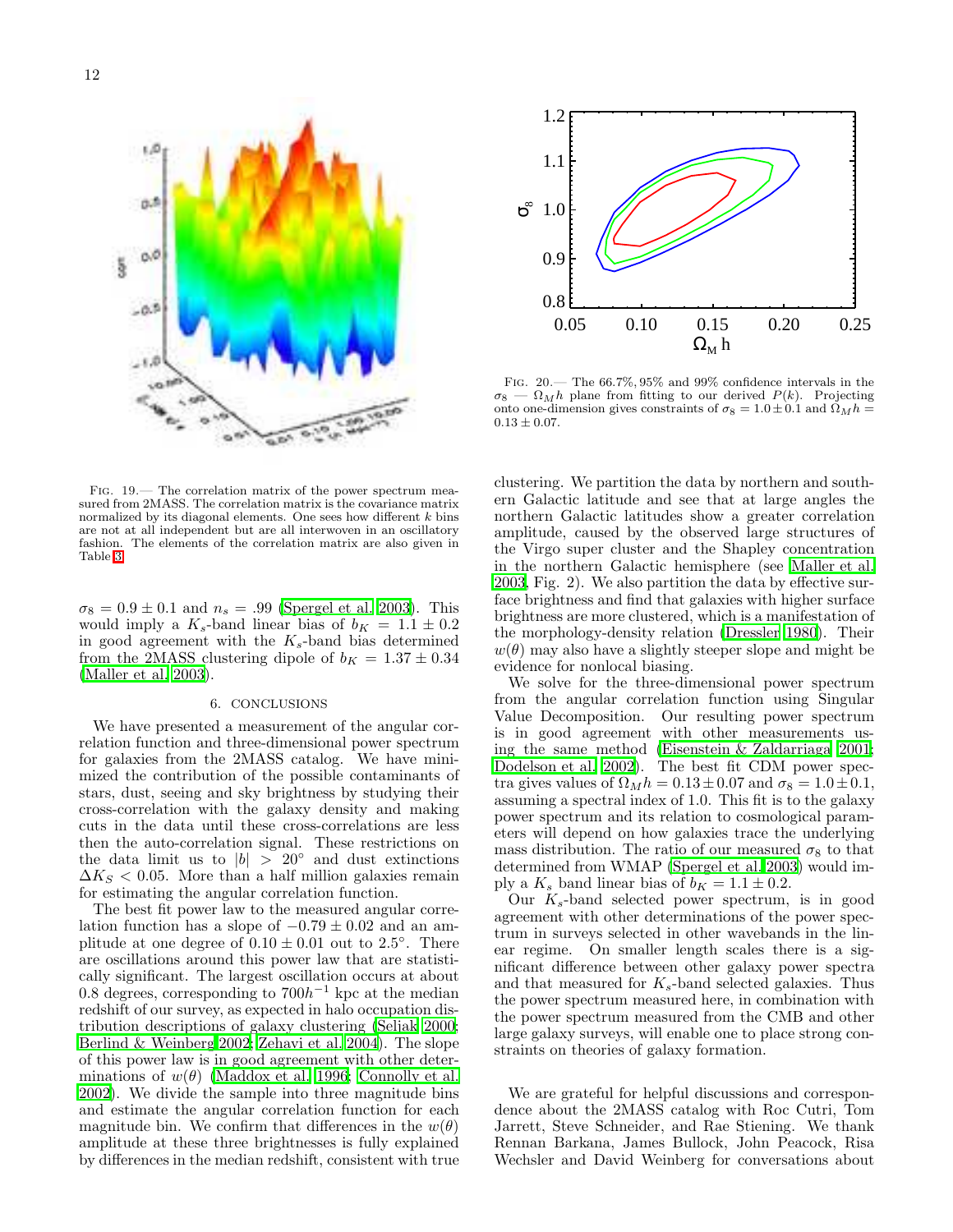Fig. 19.— The correlation matrix of the power spectrum measured from 2MASS. The correlation matrix is the covariance matrix normalized by its diagonal elements. One sees how different $k$ bins are not at all independent but are all interwoven in an oscillatory fashion. The elements of the correlation matrix are also given in Table 3.

Fig. 20.— The 66.7%, 95% and 99% confidence intervals in the $\sigma_8$ — $\Omega_M h$ plane from fitting to our derived $P(k)$. Projecting onto one-dimension gives constraints of $\sigma_8 = 1.0 \pm 0.1$ and $\Omega_M h = 0.13 \pm 0.07$.

$\sigma_8 = 0.9 \pm 0.1$ and $n_s = .99$ (Spergel et al. 2003). This would imply a $K_s$-band linear bias of $b_K = 1.1 \pm 0.2$ in good agreement with the $K_s$-band bias determined from the 2MASS clustering dipole of $b_K = 1.37 \pm 0.34$ (Maller et al. 2003).

## 6. CONCLUSIONS

We have presented a measurement of the angular correlation function and three-dimensional power spectrum for galaxies from the 2MASS catalog. We have minimized the contribution of the possible contaminants of stars, dust, seeing and sky brightness by studying their cross-correlation with the galaxy density and making cuts in the data until these cross-correlations are less then the auto-correlation signal. These restrictions on the data limit us to $|b| > 20°$ and dust extinctions $\Delta K_S < 0.05$. More than a half million galaxies remain for estimating the angular correlation function.

The best fit power law to the measured angular correlation function has a slope of $-0.79 \pm 0.02$ and an amplitude at one degree of $0.10 \pm 0.01$ out to $2.5°$. There are oscillations around this power law that are statistically significant. The largest oscillation occurs at about 0.8 degrees, corresponding to $700h^{-1}$ kpc at the median redshift of our survey, as expected in halo occupation distribution descriptions of galaxy clustering (Seljak 2000; Berlind & Weinberg 2002; Zehavi et al. 2004). The slope of this power law is in good agreement with other determinations of $w(\theta)$ (Maddox et al. 1996; Connolly et al. 2002). We divide the sample into three magnitude bins and estimate the angular correlation function for each magnitude bin. We confirm that differences in the $w(\theta)$ amplitude at these three brightnesses is fully explained by differences in the median redshift, consistent with true clustering. We partition the data by northern and southern Galactic latitude and see that at large angles the northern Galactic latitudes show a greater correlation amplitude, caused by the observed large structures of the Virgo super cluster and the Shapley concentration in the northern Galactic hemisphere (see Maller et al. 2003, Fig. 2). We also partition the data by effective surface brightness and find that galaxies with higher surface brightness are more clustered, which is a manifestation of the morphology-density relation (Dressler 1980). Their $w(\theta)$ may also have a slightly steeper slope and might be evidence for nonlocal biasing.

We solve for the three-dimensional power spectrum from the angular correlation function using Singular Value Decomposition. Our resulting power spectrum is in good agreement with other measurements using the same method (Eisenstein & Zaldarriaga 2001; Dodelson et al. 2002). The best fit CDM power spectra gives values of $\Omega_M h = 0.13 \pm 0.07$ and $\sigma_8 = 1.0 \pm 0.1$, assuming a spectral index of 1.0. This fit is to the galaxy power spectrum and its relation to cosmological parameters will depend on how galaxies trace the underlying mass distribution. The ratio of our measured $\sigma_8$ to that determined from WMAP (Spergel et al. 2003) would imply a $K_s$ band linear bias of $b_K = 1.1 \pm 0.2$.

Our $K_s$-band selected power spectrum, is in good agreement with other determinations of the power spectrum in surveys selected in other wavebands in the linear regime. On smaller length scales there is a significant difference between other galaxy power spectra and that measured for $K_s$-band selected galaxies. Thus the power spectrum measured here, in combination with the power spectrum measured from the CMB and other large galaxy surveys, will enable one to place strong constraints on theories of galaxy formation.

We are grateful for helpful discussions and correspondence about the 2MASS catalog with Roc Cutri, Tom Jarrett, Steve Schneider, and Rae Stiening. We thank Rennan Barkana, James Bullock, John Peacock, Risa Wechsler and David Weinberg for conversations about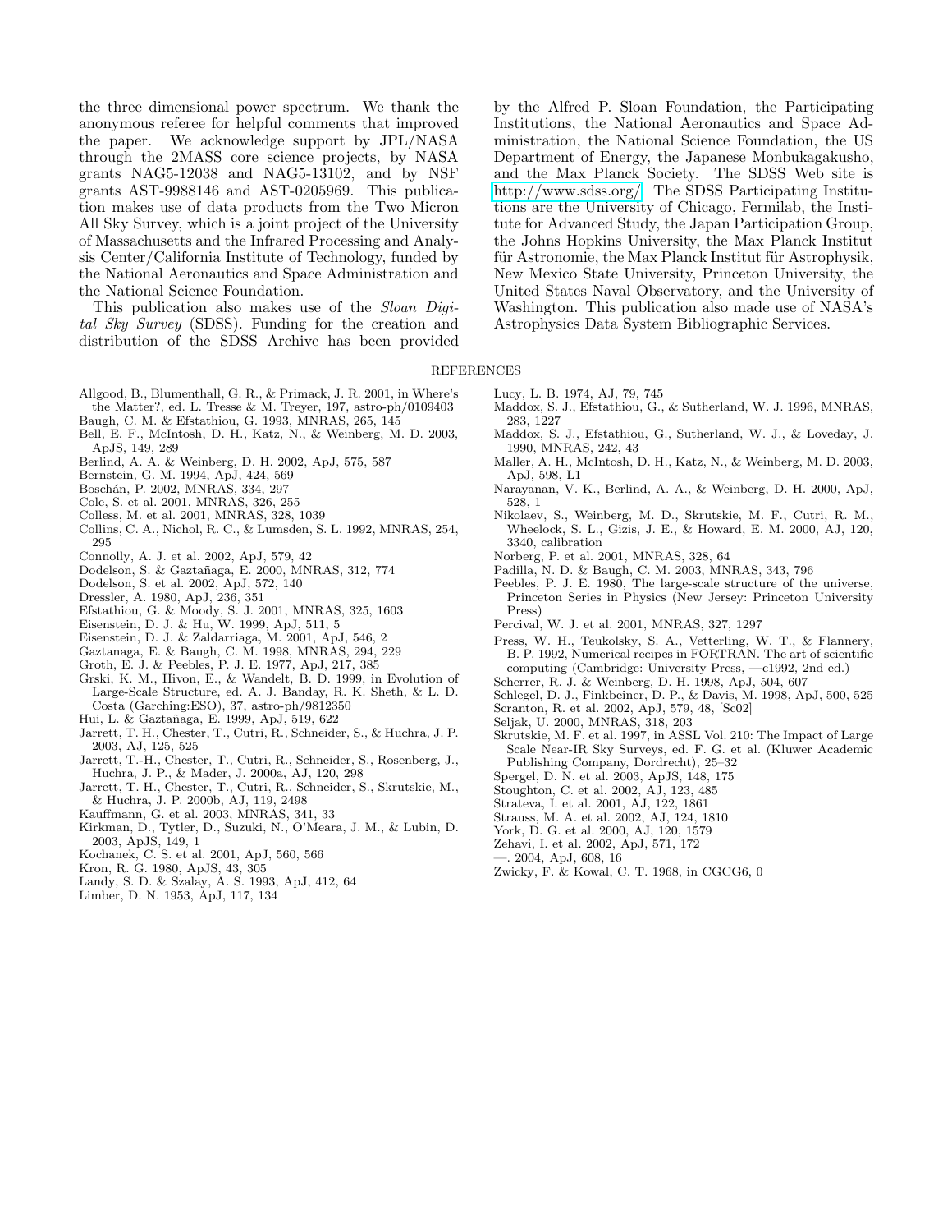the three dimensional power spectrum. We thank the anonymous referee for helpful comments that improved the paper. We acknowledge support by JPL/NASA through the 2MASS core science projects, by NASA grants NAG5-12038 and NAG5-13102, and by NSF grants AST-9988146 and AST-0205969. This publication makes use of data products from the Two Micron All Sky Survey, which is a joint project of the University of Massachusetts and the Infrared Processing and Analysis Center/California Institute of Technology, funded by the National Aeronautics and Space Administration and the National Science Foundation.

This publication also makes use of the *Sloan Digital Sky Survey* (SDSS). Funding for the creation and distribution of the SDSS Archive has been provided by the Alfred P. Sloan Foundation, the Participating Institutions, the National Aeronautics and Space Administration, the National Science Foundation, the US Department of Energy, the Japanese Monbukagakusho, and the Max Planck Society. The SDSS Web site is http://www.sdss.org/. The SDSS Participating Institutions are the University of Chicago, Fermilab, the Institute for Advanced Study, the Japan Participation Group, the Johns Hopkins University, the Max Planck Institut für Astronomie, the Max Planck Institut für Astrophysik, New Mexico State University, Princeton University, the United States Naval Observatory, and the University of Washington. This publication also made use of NASA's Astrophysics Data System Bibliographic Services.

## REFERENCES

Allgood, B., Blumenthall, G. R., & Primack, J. R. 2001, in Where's the Matter?, ed. L. Tresse & M. Treyer, 197, astro-ph/0109403
Baugh, C. M. & Efstathiou, G. 1993, MNRAS, 265, 145
Bell, E. F., McIntosh, D. H., Katz, N., & Weinberg, M. D. 2003, ApJS, 149, 289
Berlind, A. A. & Weinberg, D. H. 2002, ApJ, 575, 587
Bernstein, G. M. 1994, ApJ, 424, 569
Boschán, P. 2002, MNRAS, 334, 297
Cole, S. et al. 2001, MNRAS, 326, 255
Colless, M. et al. 2001, MNRAS, 328, 1039
Collins, C. A., Nichol, R. C., & Lumsden, S. L. 1992, MNRAS, 254, 295
Connolly, A. J. et al. 2002, ApJ, 579, 42
Dodelson, S. & Gaztañaga, E. 2000, MNRAS, 312, 774
Dodelson, S. et al. 2002, ApJ, 572, 140
Dressler, A. 1980, ApJ, 236, 351
Efstathiou, G. & Moody, S. J. 2001, MNRAS, 325, 1603
Eisenstein, D. J. & Hu, W. 1999, ApJ, 511, 5
Eisenstein, D. J. & Zaldarriaga, M. 2001, ApJ, 546, 2
Gaztanaga, E. & Baugh, C. M. 1998, MNRAS, 294, 229
Groth, E. J. & Peebles, P. J. E. 1977, ApJ, 217, 385
Grski, K. M., Hivon, E., & Wandelt, B. D. 1999, in Evolution of Large-Scale Structure, ed. A. J. Banday, R. K. Sheth, & L. D. Costa (Garching:ESO), 37, astro-ph/9812350
Hui, L. & Gaztañaga, E. 1999, ApJ, 519, 622
Jarrett, T. H., Chester, T., Cutri, R., Schneider, S., & Huchra, J. P. 2003, AJ, 125, 525
Jarrett, T.-H., Chester, T., Cutri, R., Schneider, S., Rosenberg, J., Huchra, J. P., & Mader, J. 2000a, AJ, 120, 298
Jarrett, T. H., Chester, T., Cutri, R., Schneider, S., Skrutskie, M., & Huchra, J. P. 2000b, AJ, 119, 2498
Kauffmann, G. et al. 2003, MNRAS, 341, 33
Kirkman, D., Tytler, D., Suzuki, N., O'Meara, J. M., & Lubin, D. 2003, ApJS, 149, 1
Kochanek, C. S. et al. 2001, ApJ, 560, 566
Kron, R. G. 1980, ApJS, 43, 305
Landy, S. D. & Szalay, A. S. 1993, ApJ, 412, 64
Limber, D. N. 1953, ApJ, 117, 134
Lucy, L. B. 1974, AJ, 79, 745
Maddox, S. J., Efstathiou, G., & Sutherland, W. J. 1996, MNRAS, 283, 1227
Maddox, S. J., Efstathiou, G., Sutherland, W. J., & Loveday, J. 1990, MNRAS, 242, 43
Maller, A. H., McIntosh, D. H., Katz, N., & Weinberg, M. D. 2003, ApJ, 598, L1
Narayanan, V. K., Berlind, A. A., & Weinberg, D. H. 2000, ApJ, 528, 1
Nikolaev, S., Weinberg, M. D., Skrutskie, M. F., Cutri, R. M., Wheelock, S. L., Gizis, J. E., & Howard, E. M. 2000, AJ, 120, 3340, calibration
Norberg, P. et al. 2001, MNRAS, 328, 64
Padilla, N. D. & Baugh, C. M. 2003, MNRAS, 343, 796
Peebles, P. J. E. 1980, The large-scale structure of the universe, Princeton Series in Physics (New Jersey: Princeton University Press)
Percival, W. J. et al. 2001, MNRAS, 327, 1297
Press, W. H., Teukolsky, S. A., Vetterling, W. T., & Flannery, B. P. 1992, Numerical recipes in FORTRAN. The art of scientific computing (Cambridge: University Press, —c1992, 2nd ed.)
Scherrer, R. J. & Weinberg, D. H. 1998, ApJ, 504, 607
Schlegel, D. J., Finkbeiner, D. P., & Davis, M. 1998, ApJ, 500, 525
Scranton, R. et al. 2002, ApJ, 579, 48, [Sc02]
Seljak, U. 2000, MNRAS, 318, 203
Skrutskie, M. F. et al. 1997, in ASSL Vol. 210: The Impact of Large Scale Near-IR Sky Surveys, ed. F. G. et al. (Kluwer Academic Publishing Company, Dordrecht), 25–32
Spergel, D. N. et al. 2003, ApJS, 148, 175
Stoughton, C. et al. 2002, AJ, 123, 485
Strateva, I. et al. 2001, AJ, 122, 1861
Strauss, M. A. et al. 2002, AJ, 124, 1810
York, D. G. et al. 2000, AJ, 120, 1579
Zehavi, I. et al. 2002, ApJ, 571, 172
—. 2004, ApJ, 608, 16
Zwicky, F. & Kowal, C. T. 1968, in CGCG6, 0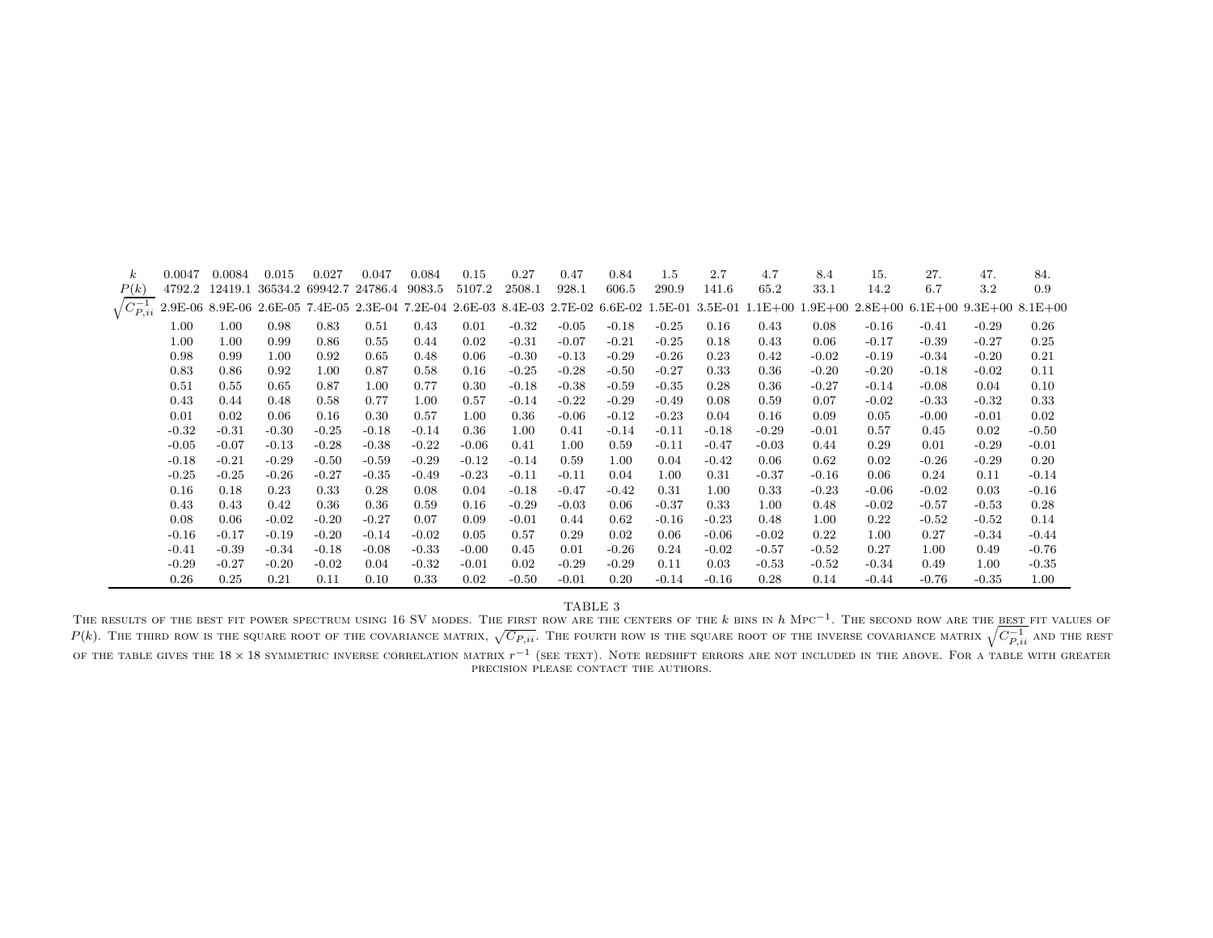| $k$ | 0.0047 | 0.0084 | 0.015 | 0.027 | 0.047 | 0.084 | 0.15 | 0.27 | 0.47 | 0.84 | 1.5 | 2.7 | 4.7 | 8.4 | 15. | 27. | 47. | 84. |
|---|---|---|---|---|---|---|---|---|---|---|---|---|---|---|---|---|---|---|
| $P(k)$ | 4792.2 | 12419.1 | 36534.2 | 69942.7 | 24786.4 | 9083.5 | 5107.2 | 2508.1 | 928.1 | 606.5 | 290.9 | 141.6 | 65.2 | 33.1 | 14.2 | 6.7 | 3.2 | 0.9 |
| $\sqrt{C^{-1}_{P,ii}}$ | 2.9E-06 | 8.9E-06 | 2.6E-05 | 7.4E-05 | 2.3E-04 | 7.2E-04 | 2.6E-03 | 8.4E-03 | 2.7E-02 | 6.6E-02 | 1.5E-01 | 3.5E-01 | 1.1E+00 | 1.9E+00 | 2.8E+00 | 6.1E+00 | 9.3E+00 | 8.1E+00 |
| | 1.00 | 1.00 | 0.98 | 0.83 | 0.51 | 0.43 | 0.01 | -0.32 | -0.05 | -0.18 | -0.25 | 0.16 | 0.43 | 0.08 | -0.16 | -0.41 | -0.29 | 0.26 |
| | 1.00 | 1.00 | 0.99 | 0.86 | 0.55 | 0.44 | 0.02 | -0.31 | -0.07 | -0.21 | -0.25 | 0.18 | 0.43 | 0.06 | -0.17 | -0.39 | -0.27 | 0.25 |
| | 0.98 | 0.99 | 1.00 | 0.92 | 0.65 | 0.48 | 0.06 | -0.30 | -0.13 | -0.29 | -0.26 | 0.23 | 0.42 | -0.02 | -0.19 | -0.34 | -0.20 | 0.21 |
| | 0.83 | 0.86 | 0.92 | 1.00 | 0.87 | 0.58 | 0.16 | -0.25 | -0.28 | -0.50 | -0.27 | 0.33 | 0.36 | -0.20 | -0.20 | -0.18 | -0.02 | 0.11 |
| | 0.51 | 0.55 | 0.65 | 0.87 | 1.00 | 0.77 | 0.30 | -0.18 | -0.38 | -0.59 | -0.35 | 0.28 | 0.36 | -0.27 | -0.14 | -0.08 | 0.04 | 0.10 |
| | 0.43 | 0.44 | 0.48 | 0.58 | 0.77 | 1.00 | 0.57 | -0.14 | -0.22 | -0.29 | -0.49 | 0.08 | 0.59 | 0.07 | -0.02 | -0.33 | -0.32 | 0.33 |
| | 0.01 | 0.02 | 0.06 | 0.16 | 0.30 | 0.57 | 1.00 | 0.36 | -0.06 | -0.12 | -0.23 | 0.04 | 0.16 | 0.09 | 0.05 | -0.00 | -0.01 | 0.02 |
| | -0.32 | -0.31 | -0.30 | -0.25 | -0.18 | -0.14 | 0.36 | 1.00 | 0.41 | -0.14 | -0.11 | -0.18 | -0.29 | -0.01 | 0.57 | 0.45 | 0.02 | -0.50 |
| | -0.05 | -0.07 | -0.13 | -0.28 | -0.38 | -0.22 | -0.06 | 0.41 | 1.00 | 0.59 | -0.11 | -0.47 | -0.03 | 0.44 | 0.29 | 0.01 | -0.29 | -0.01 |
| | -0.18 | -0.21 | -0.29 | -0.50 | -0.59 | -0.29 | -0.12 | -0.14 | 0.59 | 1.00 | 0.04 | -0.42 | 0.06 | 0.62 | 0.02 | -0.26 | -0.29 | 0.20 |
| | -0.25 | -0.25 | -0.26 | -0.27 | -0.35 | -0.49 | -0.23 | -0.11 | -0.11 | 0.04 | 1.00 | 0.31 | -0.37 | -0.16 | 0.06 | 0.24 | 0.11 | -0.14 |
| | 0.16 | 0.18 | 0.23 | 0.33 | 0.28 | 0.08 | 0.04 | -0.18 | -0.47 | -0.42 | 0.31 | 1.00 | 0.33 | -0.23 | -0.06 | -0.02 | 0.03 | -0.16 |
| | 0.43 | 0.43 | 0.42 | 0.36 | 0.36 | 0.59 | 0.16 | -0.29 | -0.03 | 0.06 | -0.37 | 0.33 | 1.00 | 0.48 | -0.02 | -0.57 | -0.53 | 0.28 |
| | 0.08 | 0.06 | -0.02 | -0.20 | -0.27 | 0.07 | 0.09 | -0.01 | 0.44 | 0.62 | -0.16 | -0.23 | 0.48 | 1.00 | 0.22 | -0.52 | -0.52 | 0.14 |
| | -0.16 | -0.17 | -0.19 | -0.20 | -0.14 | -0.02 | 0.05 | 0.57 | 0.29 | 0.02 | 0.06 | -0.06 | -0.02 | 0.22 | 1.00 | 0.27 | -0.34 | -0.44 |
| | -0.41 | -0.39 | -0.34 | -0.18 | -0.08 | -0.33 | -0.00 | 0.45 | 0.01 | -0.26 | 0.24 | -0.02 | -0.57 | -0.52 | 0.27 | 1.00 | 0.49 | -0.76 |
| | -0.29 | -0.27 | -0.20 | -0.02 | 0.04 | -0.32 | -0.01 | 0.02 | -0.29 | -0.29 | 0.11 | 0.03 | -0.53 | -0.52 | -0.34 | 0.49 | 1.00 | -0.35 |
| | 0.26 | 0.25 | 0.21 | 0.11 | 0.10 | 0.33 | 0.02 | -0.50 | -0.01 | 0.20 | -0.14 | -0.16 | 0.28 | 0.14 | -0.44 | -0.76 | -0.35 | 1.00 |

TABLE 3

The results of the best fit power spectrum using 16 SV modes. The first row are the centers of the $k$ bins in $h$ Mpc$^{-1}$. The second row are the best fit values of $P(k)$. The third row is the square root of the covariance matrix, $\sqrt{C_{P,ii}}$. The fourth row is the square root of the inverse covariance matrix $\sqrt{C^{-1}_{P,ii}}$ and the rest of the table gives the $18 \times 18$ symmetric inverse correlation matrix $r^{-1}$ (see text). Note redshift errors are not included in the above. For a table with greater precision please contact the authors.